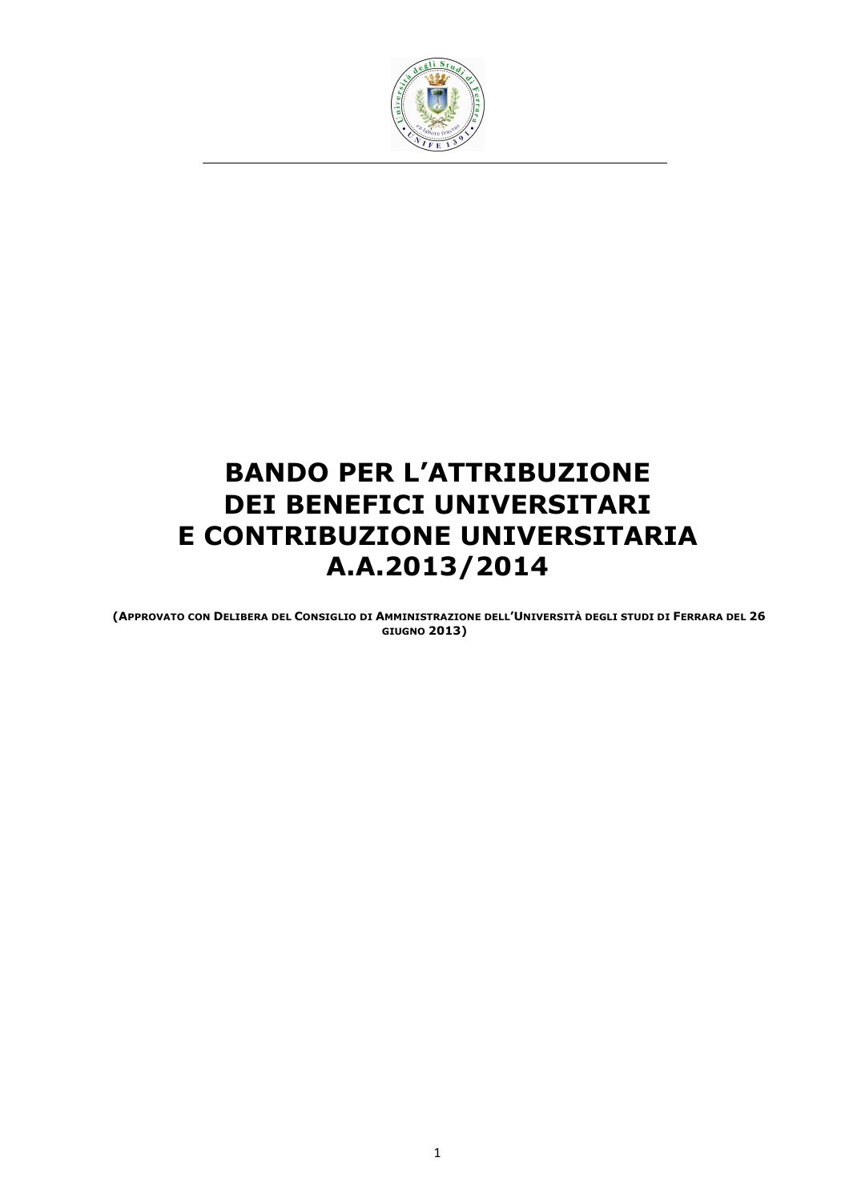# BANDO PER L'ATTRIBUZIONE DEI BENEFICI UNIVERSITARI E CONTRIBUZIONE UNIVERSITARIA A.A.2013/2014

**(APPROVATO CON DELIBERA DEL CONSIGLIO DI AMMINISTRAZIONE DELL'UNIVERSITÀ DEGLI STUDI DI FERRARA DEL 26 GIUGNO 2013)**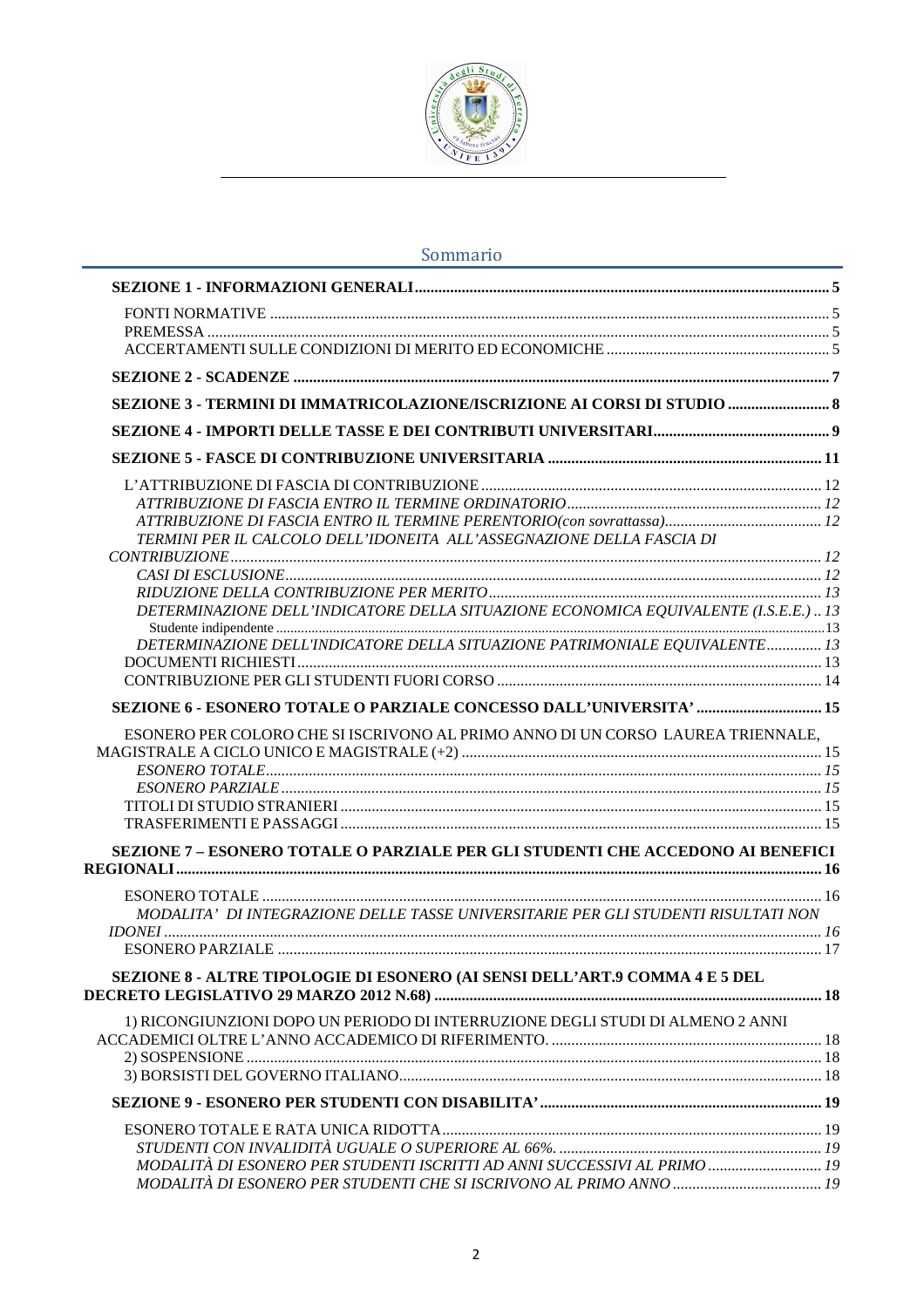## Sommario

**SEZIONE 1 - INFORMAZIONI GENERALI** ........ 5

- FONTI NORMATIVE ........ 5
- PREMESSA ........ 5
- ACCERTAMENTI SULLE CONDIZIONI DI MERITO ED ECONOMICHE ........ 5

**SEZIONE 2 - SCADENZE** ........ 7

**SEZIONE 3 - TERMINI DI IMMATRICOLAZIONE/ISCRIZIONE AI CORSI DI STUDIO** ........ 8

**SEZIONE 4 - IMPORTI DELLE TASSE E DEI CONTRIBUTI UNIVERSITARI** ........ 9

**SEZIONE 5 - FASCE DI CONTRIBUZIONE UNIVERSITARIA** ........ 11

- L'ATTRIBUZIONE DI FASCIA DI CONTRIBUZIONE ........ 12
  - *ATTRIBUZIONE DI FASCIA ENTRO IL TERMINE ORDINATORIO* ........ 12
  - *ATTRIBUZIONE DI FASCIA ENTRO IL TERMINE PERENTORIO(con sovrattassa)* ........ 12
  - *TERMINI PER IL CALCOLO DELL'IDONEITA ALL'ASSEGNAZIONE DELLA FASCIA DI CONTRIBUZIONE* ........ 12
  - *CASI DI ESCLUSIONE* ........ 12
  - *RIDUZIONE DELLA CONTRIBUZIONE PER MERITO* ........ 13
  - *DETERMINAZIONE DELL'INDICATORE DELLA SITUAZIONE ECONOMICA EQUIVALENTE (I.S.E.E.)* ........ 13
    - Studente indipendente ........ 13
  - *DETERMINAZIONE DELL'INDICATORE DELLA SITUAZIONE PATRIMONIALE EQUIVALENTE* ........ 13
- DOCUMENTI RICHIESTI ........ 13
- CONTRIBUZIONE PER GLI STUDENTI FUORI CORSO ........ 14

**SEZIONE 6 - ESONERO TOTALE O PARZIALE CONCESSO DALL'UNIVERSITA'** ........ 15

- ESONERO PER COLORO CHE SI ISCRIVONO AL PRIMO ANNO DI UN CORSO LAUREA TRIENNALE, MAGISTRALE A CICLO UNICO E MAGISTRALE (+2) ........ 15
  - *ESONERO TOTALE* ........ 15
  - *ESONERO PARZIALE* ........ 15
- TITOLI DI STUDIO STRANIERI ........ 15
- TRASFERIMENTI E PASSAGGI ........ 15

**SEZIONE 7 – ESONERO TOTALE O PARZIALE PER GLI STUDENTI CHE ACCEDONO AI BENEFICI REGIONALI** ........ 16

- ESONERO TOTALE ........ 16
  - *MODALITA' DI INTEGRAZIONE DELLE TASSE UNIVERSITARIE PER GLI STUDENTI RISULTATI NON IDONEI* ........ 16
- ESONERO PARZIALE ........ 17

**SEZIONE 8 - ALTRE TIPOLOGIE DI ESONERO (AI SENSI DELL'ART.9 COMMA 4 E 5 DEL DECRETO LEGISLATIVO 29 MARZO 2012 N.68)** ........ 18

- 1) RICONGIUNZIONI DOPO UN PERIODO DI INTERRUZIONE DEGLI STUDI DI ALMENO 2 ANNI ACCADEMICI OLTRE L'ANNO ACCADEMICO DI RIFERIMENTO. ........ 18
- 2) SOSPENSIONE ........ 18
- 3) BORSISTI DEL GOVERNO ITALIANO ........ 18

**SEZIONE 9 - ESONERO PER STUDENTI CON DISABILITA'** ........ 19

- ESONERO TOTALE E RATA UNICA RIDOTTA ........ 19
  - *STUDENTI CON INVALIDITÀ UGUALE O SUPERIORE AL 66%.* ........ 19
  - *MODALITÀ DI ESONERO PER STUDENTI ISCRITTI AD ANNI SUCCESSIVI AL PRIMO* ........ 19
  - *MODALITÀ DI ESONERO PER STUDENTI CHE SI ISCRIVONO AL PRIMO ANNO* ........ 19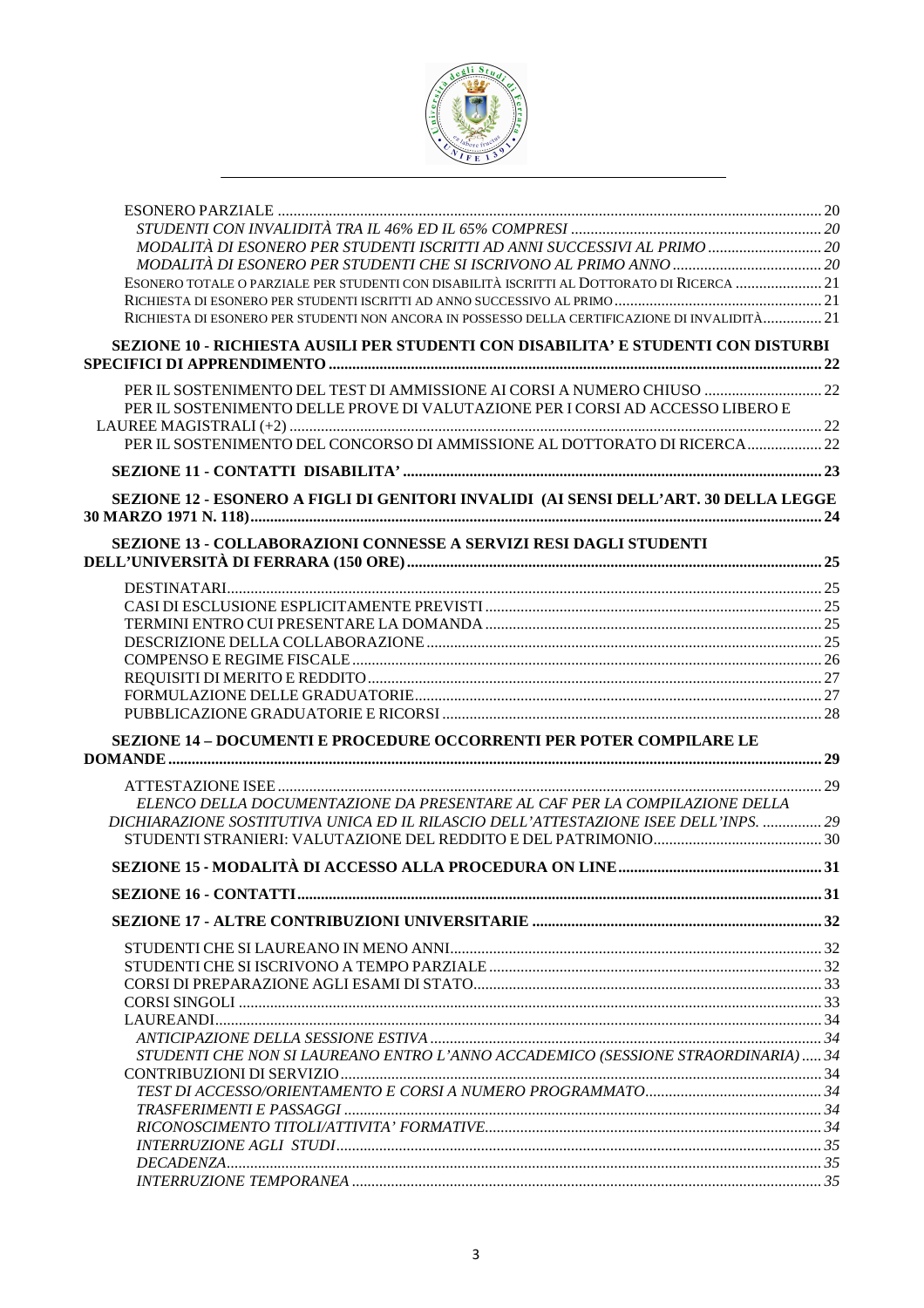ESONERO PARZIALE ........................................................................................................................ 20

*STUDENTI CON INVALIDITÀ TRA IL 46% ED IL 65% COMPRESI ................................................................ 20*

*MODALITÀ DI ESONERO PER STUDENTI ISCRITTI AD ANNI SUCCESSIVI AL PRIMO ............................. 20*

*MODALITÀ DI ESONERO PER STUDENTI CHE SI ISCRIVONO AL PRIMO ANNO ...................................... 20*

ESONERO TOTALE O PARZIALE PER STUDENTI CON DISABILITÀ ISCRITTI AL DOTTORATO DI RICERCA ...................... 21

RICHIESTA DI ESONERO PER STUDENTI ISCRITTI AD ANNO SUCCESSIVO AL PRIMO ..................................................... 21

RICHIESTA DI ESONERO PER STUDENTI NON ANCORA IN POSSESSO DELLA CERTIFICAZIONE DI INVALIDITÀ............... 21

**SEZIONE 10 - RICHIESTA AUSILI PER STUDENTI CON DISABILITA' E STUDENTI CON DISTURBI SPECIFICI DI APPRENDIMENTO ................................................................................................................ 22**

PER IL SOSTENIMENTO DEL TEST DI AMMISSIONE AI CORSI A NUMERO CHIUSO ............................. 22

PER IL SOSTENIMENTO DELLE PROVE DI VALUTAZIONE PER I CORSI AD ACCESSO LIBERO E LAUREE MAGISTRALI (+2) ........................................................................................................................ 22

PER IL SOSTENIMENTO DEL CONCORSO DI AMMISSIONE AL DOTTORATO DI RICERCA................... 22

**SEZIONE 11 - CONTATTI DISABILITA' ............................................................................................... 23**

**SEZIONE 12 - ESONERO A FIGLI DI GENITORI INVALIDI (AI SENSI DELL'ART. 30 DELLA LEGGE 30 MARZO 1971 N. 118)......................................................................................................................... 24**

**SEZIONE 13 - COLLABORAZIONI CONNESSE A SERVIZI RESI DAGLI STUDENTI DELL'UNIVERSITÀ DI FERRARA (150 ORE)........................................................................................... 25**

DESTINATARI........................................................................................................................ 25

CASI DI ESCLUSIONE ESPLICITAMENTE PREVISTI ..................................................................... 25

TERMINI ENTRO CUI PRESENTARE LA DOMANDA ..................................................................... 25

DESCRIZIONE DELLA COLLABORAZIONE .................................................................................. 25

COMPENSO E REGIME FISCALE .............................................................................................. 26

REQUISITI DI MERITO E REDDITO ............................................................................................ 27

FORMULAZIONE DELLE GRADUATORIE ..................................................................................... 27

PUBBLICAZIONE GRADUATORIE E RICORSI ............................................................................... 28

**SEZIONE 14 – DOCUMENTI E PROCEDURE OCCORRENTI PER POTER COMPILARE LE DOMANDE ........................................................................................................................ 29**

ATTESTAZIONE ISEE ........................................................................................................................ 29

*ELENCO DELLA DOCUMENTAZIONE DA PRESENTARE AL CAF PER LA COMPILAZIONE DELLA DICHIARAZIONE SOSTITUTIVA UNICA ED IL RILASCIO DELL'ATTESTAZIONE ISEE DELL'INPS. ............... 29*

STUDENTI STRANIERI: VALUTAZIONE DEL REDDITO E DEL PATRIMONIO........................................... 30

**SEZIONE 15 - MODALITÀ DI ACCESSO ALLA PROCEDURA ON LINE................................................... 31**

**SEZIONE 16 - CONTATTI.................................................................................................................. 31**

**SEZIONE 17 - ALTRE CONTRIBUZIONI UNIVERSITARIE ........................................................................ 32**

STUDENTI CHE SI LAUREANO IN MENO ANNI............................................................................. 32

STUDENTI CHE SI ISCRIVONO A TEMPO PARZIALE ..................................................................... 32

CORSI DI PREPARAZIONE AGLI ESAMI DI STATO......................................................................... 33

CORSI SINGOLI ........................................................................................................................ 33

LAUREANDI........................................................................................................................ 34

*ANTICIPAZIONE DELLA SESSIONE ESTIVA ................................................................................. 34*

*STUDENTI CHE NON SI LAUREANO ENTRO L'ANNO ACCADEMICO (SESSIONE STRAORDINARIA) ..... 34*

CONTRIBUZIONI DI SERVIZIO........................................................................................................ 34

*TEST DI ACCESSO/ORIENTAMENTO E CORSI A NUMERO PROGRAMMATO............................................ 34*

*TRASFERIMENTI E PASSAGGI ........................................................................................................ 34*

*RICONOSCIMENTO TITOLI/ATTIVITA' FORMATIVE.................................................................... 34*

*INTERRUZIONE AGLI STUDI........................................................................................................ 35*

*DECADENZA........................................................................................................................ 35*

*INTERRUZIONE TEMPORANEA ...................................................................................................... 35*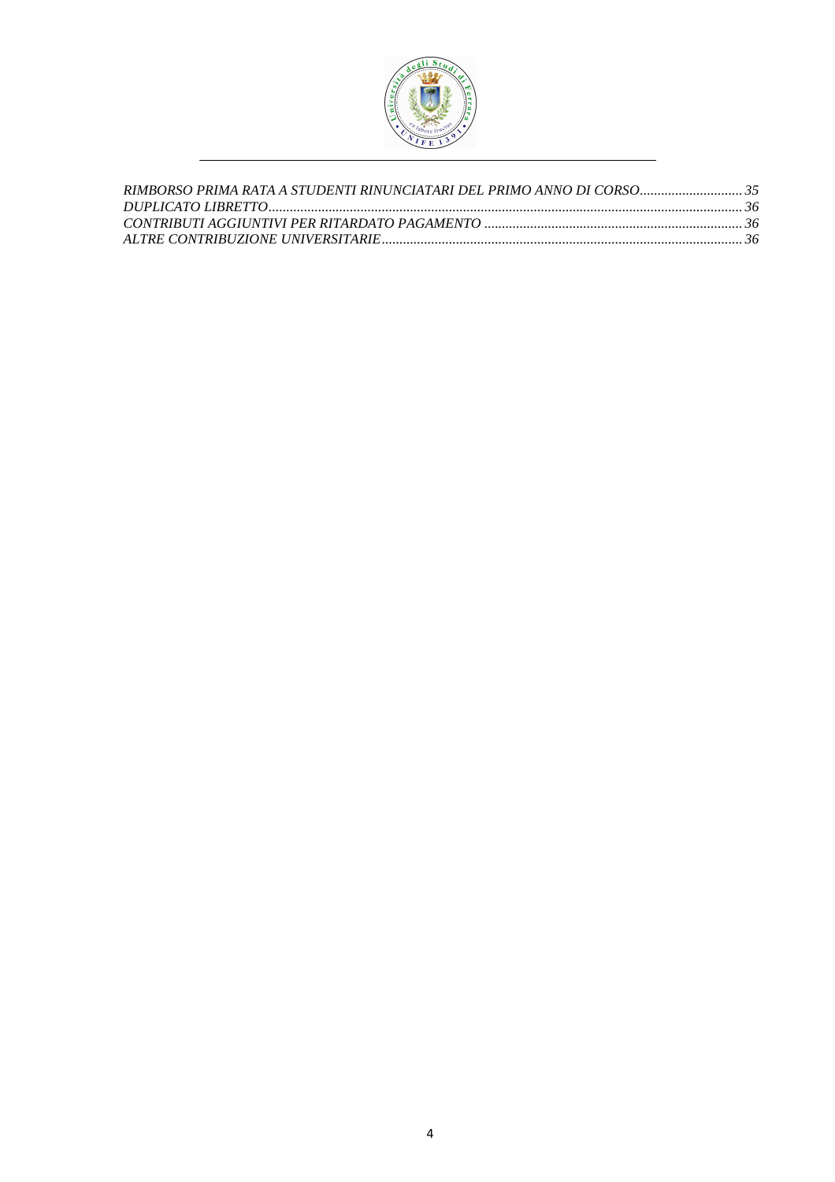*RIMBORSO PRIMA RATA A STUDENTI RINUNCIATARI DEL PRIMO ANNO DI CORSO............................ 35*
*DUPLICATO LIBRETTO................................................................................................................ 36*
*CONTRIBUTI AGGIUNTIVI PER RITARDATO PAGAMENTO ....................................................................... 36*
*ALTRE CONTRIBUZIONE UNIVERSITARIE..................................................................................... 36*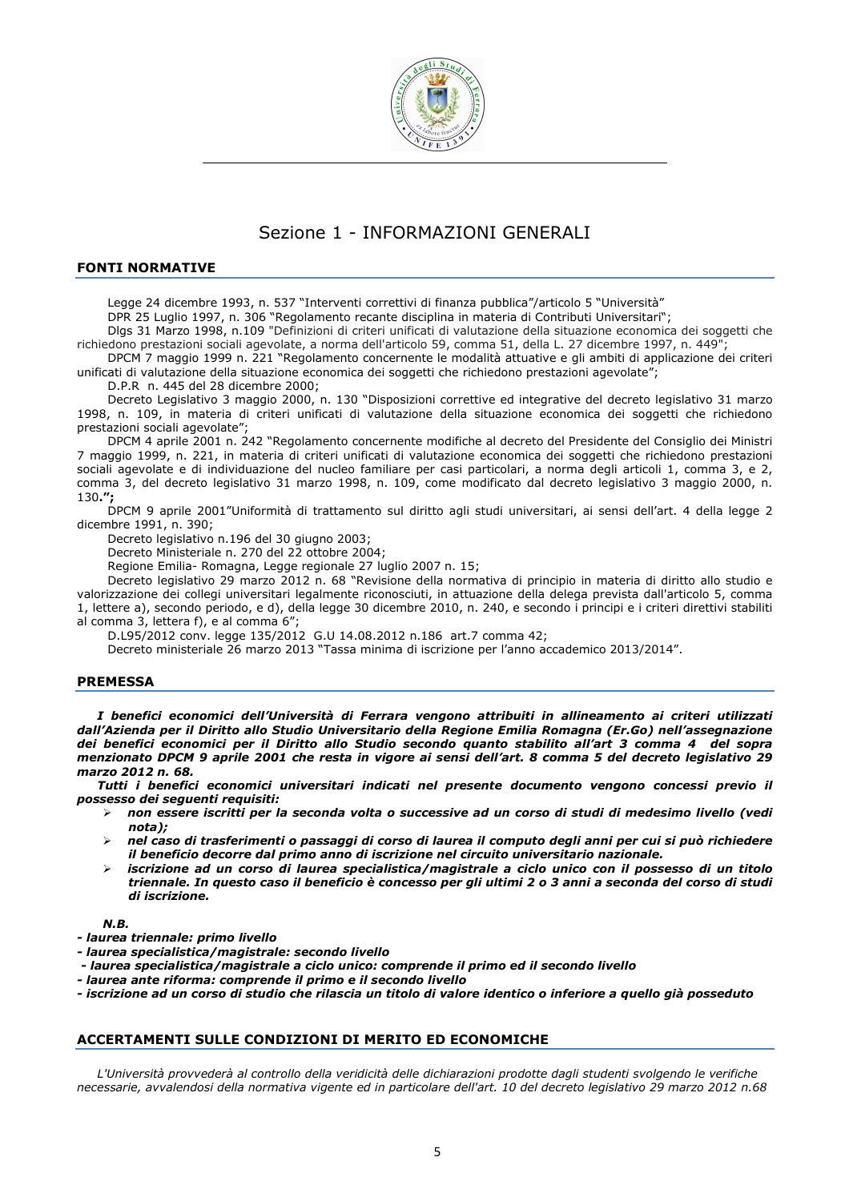# Sezione 1 - INFORMAZIONI GENERALI

## FONTI NORMATIVE

Legge 24 dicembre 1993, n. 537 "Interventi correttivi di finanza pubblica"/articolo 5 "Università"

DPR 25 Luglio 1997, n. 306 "Regolamento recante disciplina in materia di Contributi Universitari";

Dlgs 31 Marzo 1998, n.109 "Definizioni di criteri unificati di valutazione della situazione economica dei soggetti che richiedono prestazioni sociali agevolate, a norma dell'articolo 59, comma 51, della L. 27 dicembre 1997, n. 449";

DPCM 7 maggio 1999 n. 221 "Regolamento concernente le modalità attuative e gli ambiti di applicazione dei criteri unificati di valutazione della situazione economica dei soggetti che richiedono prestazioni agevolate";

D.P.R n. 445 del 28 dicembre 2000;

Decreto Legislativo 3 maggio 2000, n. 130 "Disposizioni correttive ed integrative del decreto legislativo 31 marzo 1998, n. 109, in materia di criteri unificati di valutazione della situazione economica dei soggetti che richiedono prestazioni sociali agevolate";

DPCM 4 aprile 2001 n. 242 "Regolamento concernente modifiche al decreto del Presidente del Consiglio dei Ministri 7 maggio 1999, n. 221, in materia di criteri unificati di valutazione economica dei soggetti che richiedono prestazioni sociali agevolate e di individuazione del nucleo familiare per casi particolari, a norma degli articoli 1, comma 3, e 2, comma 3, del decreto legislativo 31 marzo 1998, n. 109, come modificato dal decreto legislativo 3 maggio 2000, n. 130**.";**

DPCM 9 aprile 2001"Uniformità di trattamento sul diritto agli studi universitari, ai sensi dell'art. 4 della legge 2 dicembre 1991, n. 390;

Decreto legislativo n.196 del 30 giugno 2003;

Decreto Ministeriale n. 270 del 22 ottobre 2004;

Regione Emilia- Romagna, Legge regionale 27 luglio 2007 n. 15;

Decreto legislativo 29 marzo 2012 n. 68 "Revisione della normativa di principio in materia di diritto allo studio e valorizzazione dei collegi universitari legalmente riconosciuti, in attuazione della delega prevista dall'articolo 5, comma 1, lettere a), secondo periodo, e d), della legge 30 dicembre 2010, n. 240, e secondo i principi e i criteri direttivi stabiliti al comma 3, lettera f), e al comma 6";

D.L95/2012 conv. legge 135/2012 G.U 14.08.2012 n.186 art.7 comma 42;

Decreto ministeriale 26 marzo 2013 "Tassa minima di iscrizione per l'anno accademico 2013/2014".

## PREMESSA

***I benefici economici dell'Università di Ferrara vengono attribuiti in allineamento ai criteri utilizzati dall'Azienda per il Diritto allo Studio Universitario della Regione Emilia Romagna (Er.Go) nell'assegnazione dei benefici economici per il Diritto allo Studio secondo quanto stabilito all'art 3 comma 4 del sopra menzionato DPCM 9 aprile 2001 che resta in vigore ai sensi dell'art. 8 comma 5 del decreto legislativo 29 marzo 2012 n. 68.***

***Tutti i benefici economici universitari indicati nel presente documento vengono concessi previo il possesso dei seguenti requisiti:***

- ***non essere iscritti per la seconda volta o successive ad un corso di studi di medesimo livello (vedi nota);***
- ***nel caso di trasferimenti o passaggi di corso di laurea il computo degli anni per cui si può richiedere il beneficio decorre dal primo anno di iscrizione nel circuito universitario nazionale.***
- ***iscrizione ad un corso di laurea specialistica/magistrale a ciclo unico con il possesso di un titolo triennale. In questo caso il beneficio è concesso per gli ultimi 2 o 3 anni a seconda del corso di studi di iscrizione.***

***N.B.***

***- laurea triennale: primo livello***
***- laurea specialistica/magistrale: secondo livello***
***- laurea specialistica/magistrale a ciclo unico: comprende il primo ed il secondo livello***
***- laurea ante riforma: comprende il primo e il secondo livello***
***- iscrizione ad un corso di studio che rilascia un titolo di valore identico o inferiore a quello già posseduto***

## ACCERTAMENTI SULLE CONDIZIONI DI MERITO ED ECONOMICHE

*L'Università provvederà al controllo della veridicità delle dichiarazioni prodotte dagli studenti svolgendo le verifiche necessarie, avvalendosi della normativa vigente ed in particolare dell'art. 10 del decreto legislativo 29 marzo 2012 n.68*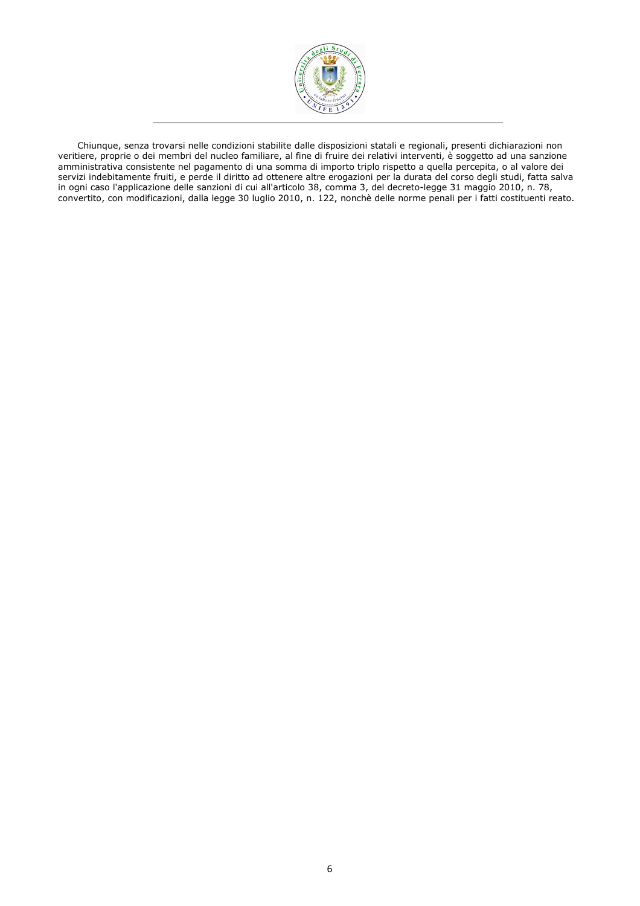Chiunque, senza trovarsi nelle condizioni stabilite dalle disposizioni statali e regionali, presenti dichiarazioni non veritiere, proprie o dei membri del nucleo familiare, al fine di fruire dei relativi interventi, è soggetto ad una sanzione amministrativa consistente nel pagamento di una somma di importo triplo rispetto a quella percepita, o al valore dei servizi indebitamente fruiti, e perde il diritto ad ottenere altre erogazioni per la durata del corso degli studi, fatta salva in ogni caso l'applicazione delle sanzioni di cui all'articolo 38, comma 3, del decreto-legge 31 maggio 2010, n. 78, convertito, con modificazioni, dalla legge 30 luglio 2010, n. 122, nonchè delle norme penali per i fatti costituenti reato.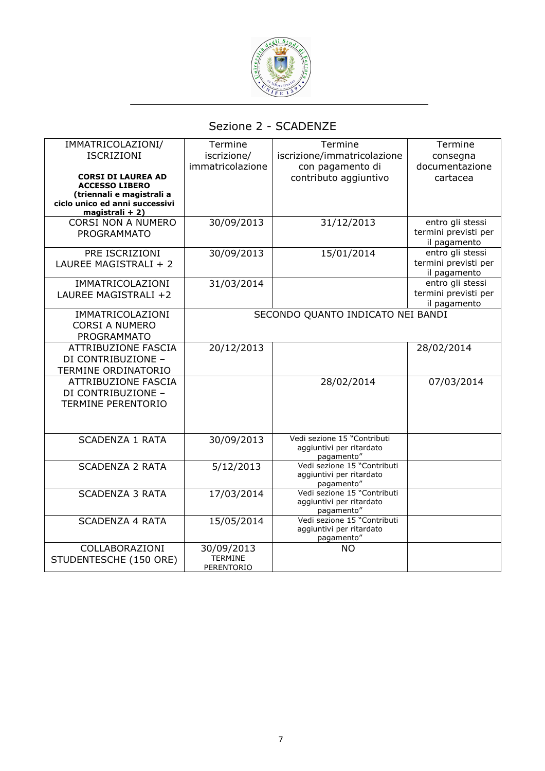## Sezione 2 - SCADENZE

| IMMATRICOLAZIONI/ ISCRIZIONI **CORSI DI LAUREA AD ACCESSO LIBERO (triennali e magistrali a ciclo unico ed anni successivi magistrali + 2)** | Termine iscrizione/ immatricolazione | Termine iscrizione/immatricolazione con pagamento di contributo aggiuntivo | Termine consegna documentazione cartacea |
|---|---|---|---|
| CORSI NON A NUMERO PROGRAMMATO | 30/09/2013 | 31/12/2013 | entro gli stessi termini previsti per il pagamento |
| PRE ISCRIZIONI LAUREE MAGISTRALI + 2 | 30/09/2013 | 15/01/2014 | entro gli stessi termini previsti per il pagamento |
| IMMATRICOLAZIONI LAUREE MAGISTRALI +2 | 31/03/2014 | | entro gli stessi termini previsti per il pagamento |
| IMMATRICOLAZIONI CORSI A NUMERO PROGRAMMATO | SECONDO QUANTO INDICATO NEI BANDI | | |
| ATTRIBUZIONE FASCIA DI CONTRIBUZIONE – TERMINE ORDINATORIO | 20/12/2013 | | 28/02/2014 |
| ATTRIBUZIONE FASCIA DI CONTRIBUZIONE – TERMINE PERENTORIO | | 28/02/2014 | 07/03/2014 |
| SCADENZA 1 RATA | 30/09/2013 | Vedi sezione 15 "Contributi aggiuntivi per ritardato pagamento" | |
| SCADENZA 2 RATA | 5/12/2013 | Vedi sezione 15 "Contributi aggiuntivi per ritardato pagamento" | |
| SCADENZA 3 RATA | 17/03/2014 | Vedi sezione 15 "Contributi aggiuntivi per ritardato pagamento" | |
| SCADENZA 4 RATA | 15/05/2014 | Vedi sezione 15 "Contributi aggiuntivi per ritardato pagamento" | |
| COLLABORAZIONI STUDENTESCHE (150 ORE) | 30/09/2013 TERMINE PERENTORIO | NO | |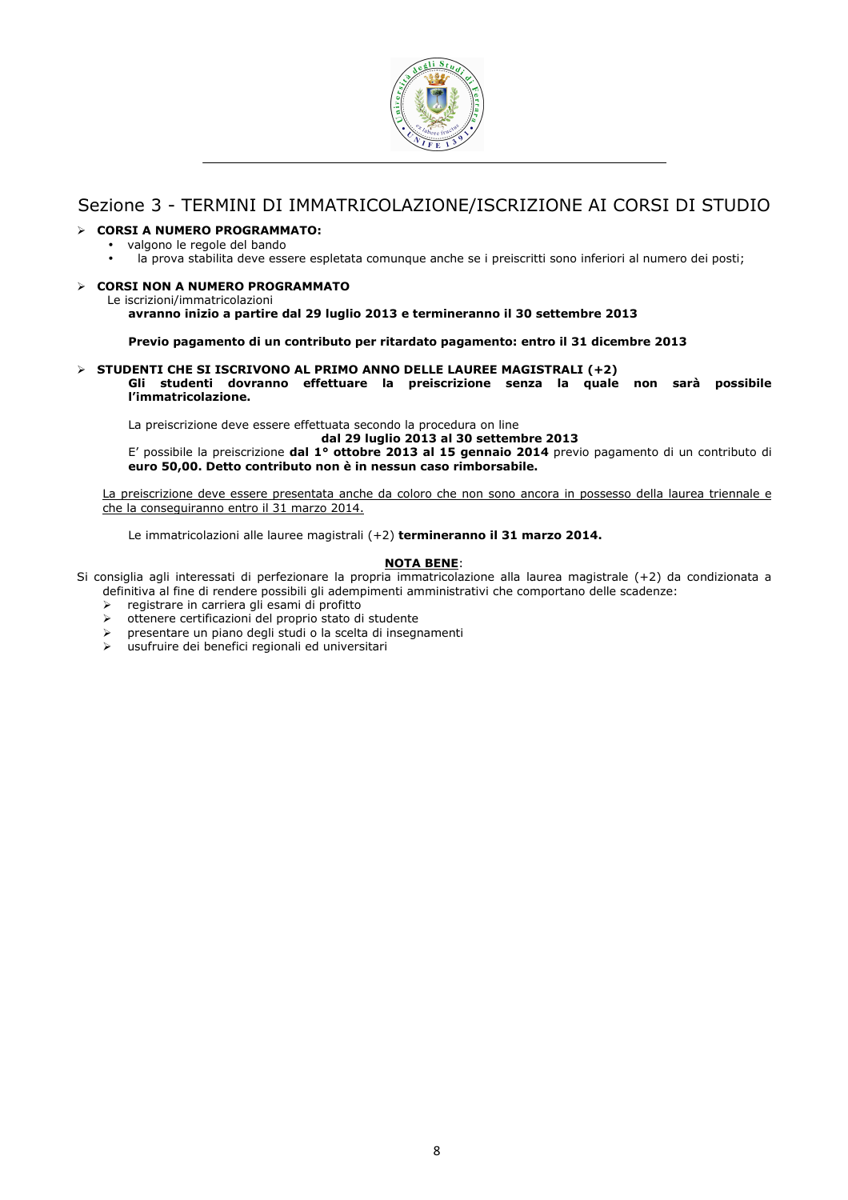## Sezione 3 - TERMINI DI IMMATRICOLAZIONE/ISCRIZIONE AI CORSI DI STUDIO

- **CORSI A NUMERO PROGRAMMATO:**
  - valgono le regole del bando
  - la prova stabilita deve essere espletata comunque anche se i preiscritti sono inferiori al numero dei posti;

- **CORSI NON A NUMERO PROGRAMMATO**

  Le iscrizioni/immatricolazioni
  **avranno inizio a partire dal 29 luglio 2013 e termineranno il 30 settembre 2013**

  **Previo pagamento di un contributo per ritardato pagamento: entro il 31 dicembre 2013**

- **STUDENTI CHE SI ISCRIVONO AL PRIMO ANNO DELLE LAUREE MAGISTRALI (+2)**

  **Gli studenti dovranno effettuare la preiscrizione senza la quale non sarà possibile l'immatricolazione.**

  La preiscrizione deve essere effettuata secondo la procedura on line
  **dal 29 luglio 2013 al 30 settembre 2013**
  E' possibile la preiscrizione **dal 1° ottobre 2013 al 15 gennaio 2014** previo pagamento di un contributo di **euro 50,00. Detto contributo non è in nessun caso rimborsabile.**

  <u>La preiscrizione deve essere presentata anche da coloro che non sono ancora in possesso della laurea triennale e che la conseguiranno entro il 31 marzo 2014.</u>

  Le immatricolazioni alle lauree magistrali (+2) **termineranno il 31 marzo 2014.**

**<u>NOTA BENE</u>**:

Si consiglia agli interessati di perfezionare la propria immatricolazione alla laurea magistrale (+2) da condizionata a definitiva al fine di rendere possibili gli adempimenti amministrativi che comportano delle scadenze:

- registrare in carriera gli esami di profitto
- ottenere certificazioni del proprio stato di studente
- presentare un piano degli studi o la scelta di insegnamenti
- usufruire dei benefici regionali ed universitari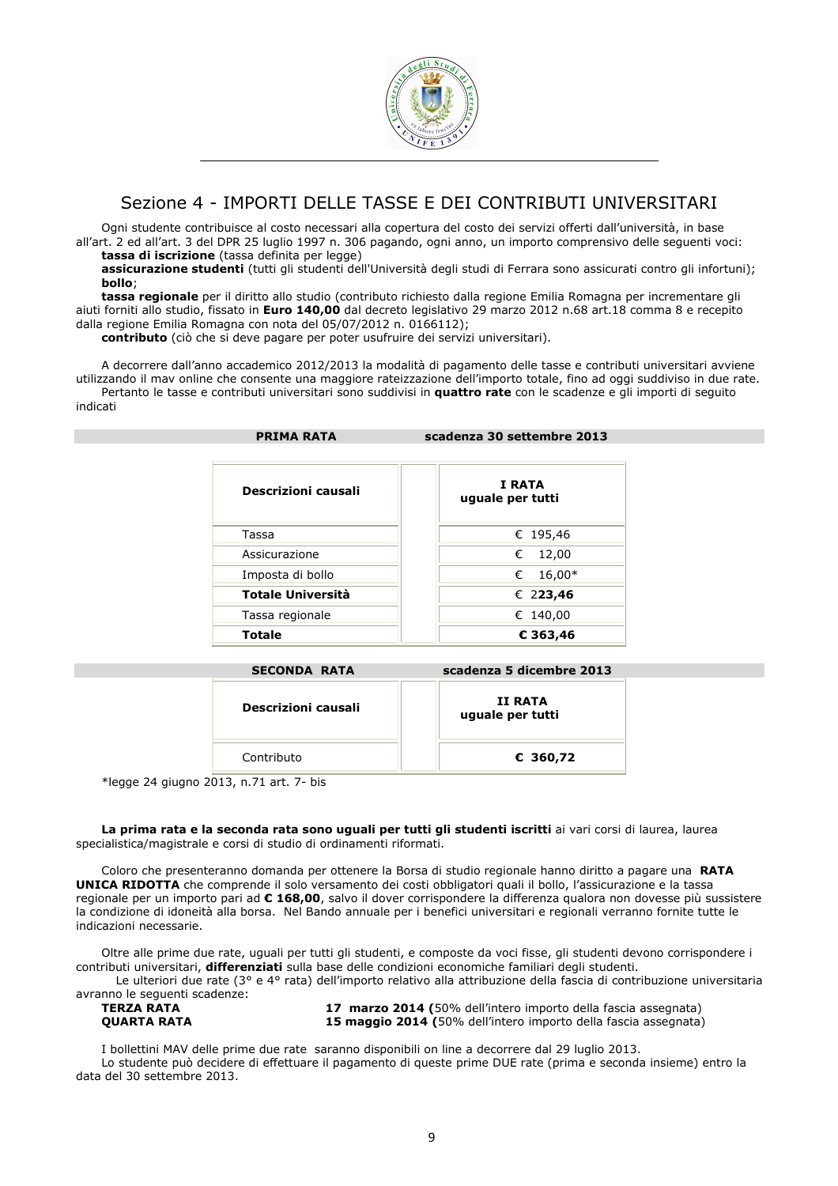## Sezione 4 - IMPORTI DELLE TASSE E DEI CONTRIBUTI UNIVERSITARI

Ogni studente contribuisce al costo necessari alla copertura del costo dei servizi offerti dall'università, in base all'art. 2 ed all'art. 3 del DPR 25 luglio 1997 n. 306 pagando, ogni anno, un importo comprensivo delle seguenti voci:

**tassa di iscrizione** (tassa definita per legge)

**assicurazione studenti** (tutti gli studenti dell'Università degli studi di Ferrara sono assicurati contro gli infortuni);

**bollo**;

**tassa regionale** per il diritto allo studio (contributo richiesto dalla regione Emilia Romagna per incrementare gli aiuti forniti allo studio, fissato in **Euro 140,00** dal decreto legislativo 29 marzo 2012 n.68 art.18 comma 8 e recepito dalla regione Emilia Romagna con nota del 05/07/2012 n. 0166112);

**contributo** (ciò che si deve pagare per poter usufruire dei servizi universitari).

A decorrere dall'anno accademico 2012/2013 la modalità di pagamento delle tasse e contributi universitari avviene utilizzando il mav online che consente una maggiore rateizzazione dell'importo totale, fino ad oggi suddiviso in due rate.

Pertanto le tasse e contributi universitari sono suddivisi in **quattro rate** con le scadenze e gli importi di seguito indicati

**PRIMA RATA** — **scadenza 30 settembre 2013**

| Descrizioni causali | | I RATA uguale per tutti |
|---|---|---|
| Tassa | | € 195,46 |
| Assicurazione | | € 12,00 |
| Imposta di bollo | | € 16,00* |
| **Totale Università** | | € 2**23,46** |
| Tassa regionale | | € 140,00 |
| **Totale** | | **€ 363,46** |

**SECONDA RATA** — **scadenza 5 dicembre 2013**

| Descrizioni causali | | II RATA uguale per tutti |
|---|---|---|
| Contributo | | **€ 360,72** |

*legge 24 giugno 2013, n.71 art. 7- bis

**La prima rata e la seconda rata sono uguali per tutti gli studenti iscritti** ai vari corsi di laurea, laurea specialistica/magistrale e corsi di studio di ordinamenti riformati.

Coloro che presenteranno domanda per ottenere la Borsa di studio regionale hanno diritto a pagare una **RATA UNICA RIDOTTA** che comprende il solo versamento dei costi obbligatori quali il bollo, l'assicurazione e la tassa regionale per un importo pari ad **€ 168,00**, salvo il dover corrispondere la differenza qualora non dovesse più sussistere la condizione di idoneità alla borsa. Nel Bando annuale per i benefici universitari e regionali verranno fornite tutte le indicazioni necessarie.

Oltre alle prime due rate, uguali per tutti gli studenti, e composte da voci fisse, gli studenti devono corrispondere i contributi universitari, **differenziati** sulla base delle condizioni economiche familiari degli studenti.

Le ulteriori due rate (3° e 4° rata) dell'importo relativo alla attribuzione della fascia di contribuzione universitaria avranno le seguenti scadenze:

**TERZA RATA** **17 marzo 2014 (**50% dell'intero importo della fascia assegnata)

**QUARTA RATA** **15 maggio 2014 (**50% dell'intero importo della fascia assegnata)

I bollettini MAV delle prime due rate saranno disponibili on line a decorrere dal 29 luglio 2013.

Lo studente può decidere di effettuare il pagamento di queste prime DUE rate (prima e seconda insieme) entro la data del 30 settembre 2013.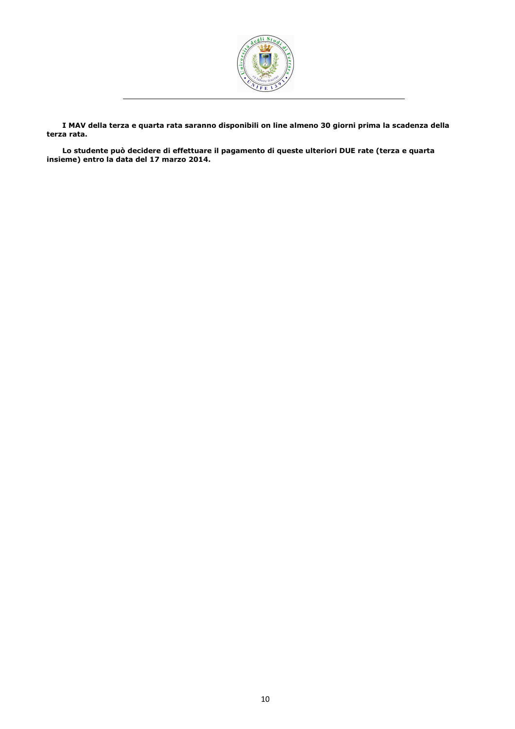**I MAV della terza e quarta rata saranno disponibili on line almeno 30 giorni prima la scadenza della terza rata.**

**Lo studente può decidere di effettuare il pagamento di queste ulteriori DUE rate (terza e quarta insieme) entro la data del 17 marzo 2014.**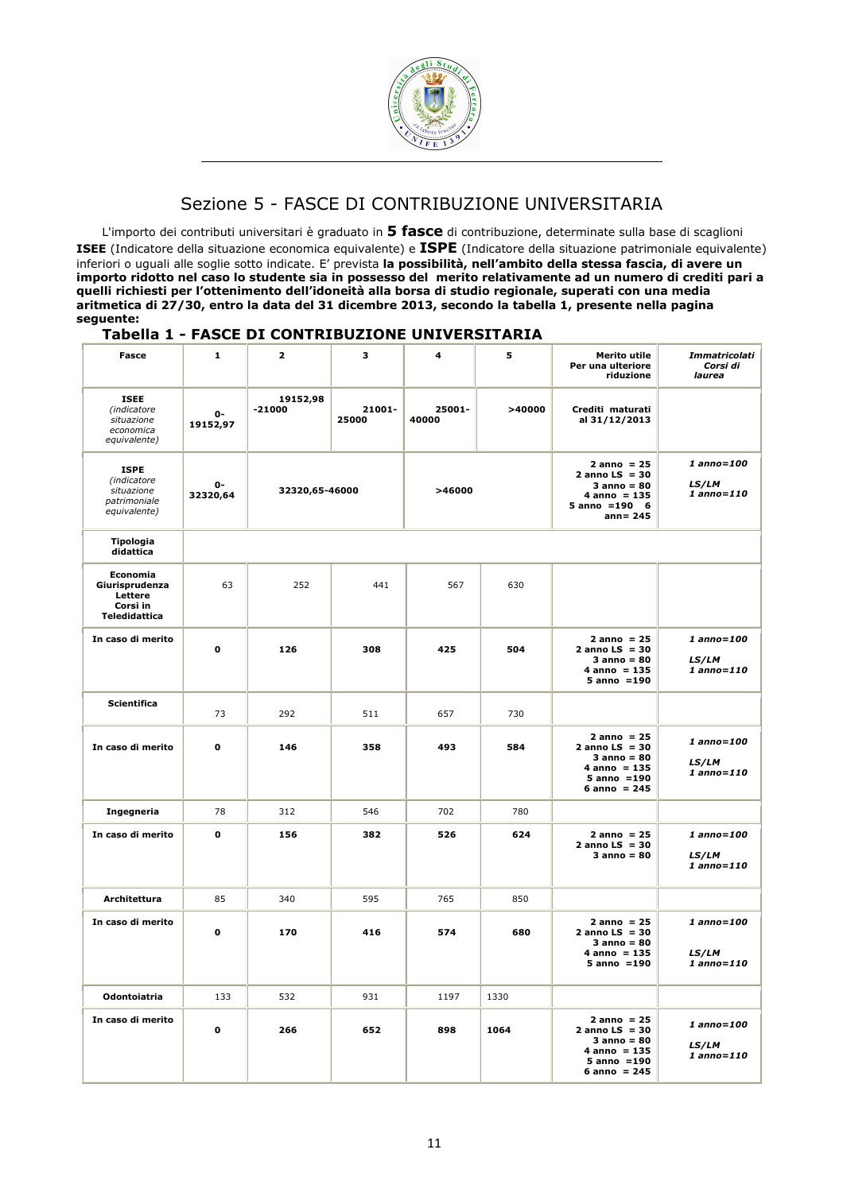## Sezione 5 - FASCE DI CONTRIBUZIONE UNIVERSITARIA

L'importo dei contributi universitari è graduato in **5 fasce** di contribuzione, determinate sulla base di scaglioni **ISEE** (Indicatore della situazione economica equivalente) e **ISPE** (Indicatore della situazione patrimoniale equivalente) inferiori o uguali alle soglie sotto indicate. E' prevista **la possibilità, nell'ambito della stessa fascia, di avere un importo ridotto nel caso lo studente sia in possesso del merito relativamente ad un numero di crediti pari a quelli richiesti per l'ottenimento dell'idoneità alla borsa di studio regionale, superati con una media aritmetica di 27/30, entro la data del 31 dicembre 2013, secondo la tabella 1, presente nella pagina seguente:**

### Tabella 1 - FASCE DI CONTRIBUZIONE UNIVERSITARIA

| Fasce | 1 | 2 | 3 | 4 | 5 | Merito utile Per una ulteriore riduzione | *Immatricolati Corsi di laurea* |
|---|---|---|---|---|---|---|---|
| **ISEE** *(indicatore situazione economica equivalente)* | **0-19152,97** | **19152,98-21000** | **21001-25000** | **25001-40000** | **>40000** | **Crediti maturati al 31/12/2013** | |
| **ISPE** *(indicatore situazione patrimoniale equivalente)* | **0-32320,64** | **32320,65-46000** | | **>46000** | | **2 anno = 25 2 anno LS = 30 3 anno = 80 4 anno = 135 5 anno =190 6 ann= 245** | ***1 anno=100 LS/LM 1 anno=110*** |
| **Tipologia didattica** | | | | | | | |
| **Economia Giurisprudenza Lettere Corsi in Teledidattica** | 63 | 252 | 441 | 567 | 630 | | |
| **In caso di merito** | **0** | **126** | **308** | **425** | **504** | **2 anno = 25 2 anno LS = 30 3 anno = 80 4 anno = 135 5 anno =190** | ***1 anno=100 LS/LM 1 anno=110*** |
| **Scientifica** | 73 | 292 | 511 | 657 | 730 | | |
| **In caso di merito** | **0** | **146** | **358** | **493** | **584** | **2 anno = 25 2 anno LS = 30 3 anno = 80 4 anno = 135 5 anno =190 6 anno = 245** | ***1 anno=100 LS/LM 1 anno=110*** |
| **Ingegneria** | 78 | 312 | 546 | 702 | 780 | | |
| **In caso di merito** | **0** | **156** | **382** | **526** | **624** | **2 anno = 25 2 anno LS = 30 3 anno = 80** | ***1 anno=100 LS/LM 1 anno=110*** |
| **Architettura** | 85 | 340 | 595 | 765 | 850 | | |
| **In caso di merito** | **0** | **170** | **416** | **574** | **680** | **2 anno = 25 2 anno LS = 30 3 anno = 80 4 anno = 135 5 anno =190** | ***1 anno=100 LS/LM 1 anno=110*** |
| **Odontoiatria** | 133 | 532 | 931 | 1197 | 1330 | | |
| **In caso di merito** | **0** | **266** | **652** | **898** | **1064** | **2 anno = 25 2 anno LS = 30 3 anno = 80 4 anno = 135 5 anno =190 6 anno = 245** | ***1 anno=100 LS/LM 1 anno=110*** |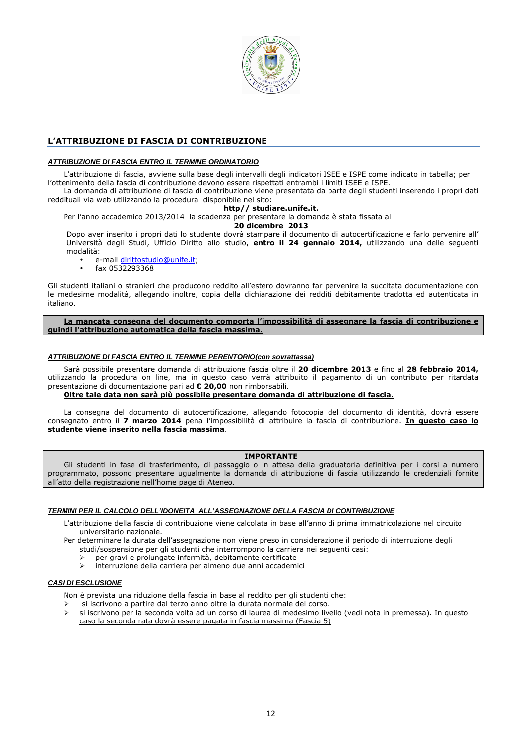## L'ATTRIBUZIONE DI FASCIA DI CONTRIBUZIONE

### *ATTRIBUZIONE DI FASCIA ENTRO IL TERMINE ORDINATORIO*

L'attribuzione di fascia, avviene sulla base degli intervalli degli indicatori ISEE e ISPE come indicato in tabella; per l'ottenimento della fascia di contribuzione devono essere rispettati entrambi i limiti ISEE e ISPE.

La domanda di attribuzione di fascia di contribuzione viene presentata da parte degli studenti inserendo i propri dati reddituali via web utilizzando la procedura disponibile nel sito:

**http// studiare.unife.it.**

Per l'anno accademico 2013/2014 la scadenza per presentare la domanda è stata fissata al

**20 dicembre 2013**

Dopo aver inserito i propri dati lo studente dovrà stampare il documento di autocertificazione e farlo pervenire all' Università degli Studi, Ufficio Diritto allo studio, **entro il 24 gennaio 2014,** utilizzando una delle seguenti modalità:

- e-mail dirittostudio@unife.it;
- fax 0532293368

Gli studenti italiani o stranieri che producono reddito all'estero dovranno far pervenire la succitata documentazione con le medesime modalità, allegando inoltre, copia della dichiarazione dei redditi debitamente tradotta ed autenticata in italiano.

**La mancata consegna del documento comporta l'impossibilità di assegnare la fascia di contribuzione e quindi l'attribuzione automatica della fascia massima.**

### *ATTRIBUZIONE DI FASCIA ENTRO IL TERMINE PERENTORIO(con sovrattassa)*

Sarà possibile presentare domanda di attribuzione fascia oltre il **20 dicembre 2013** e fino al **28 febbraio 2014,** utilizzando la procedura on line, ma in questo caso verrà attribuito il pagamento di un contributo per ritardata presentazione di documentazione pari ad **€ 20,00** non rimborsabili.

**Oltre tale data non sarà più possibile presentare domanda di attribuzione di fascia.**

La consegna del documento di autocertificazione, allegando fotocopia del documento di identità, dovrà essere consegnato entro il **7 marzo 2014** pena l'impossibilità di attribuire la fascia di contribuzione. **In questo caso lo studente viene inserito nella fascia massima**.

**IMPORTANTE**

Gli studenti in fase di trasferimento, di passaggio o in attesa della graduatoria definitiva per i corsi a numero programmato, possono presentare ugualmente la domanda di attribuzione di fascia utilizzando le credenziali fornite all'atto della registrazione nell'home page di Ateneo.

### *TERMINI PER IL CALCOLO DELL'IDONEITA ALL'ASSEGNAZIONE DELLA FASCIA DI CONTRIBUZIONE*

L'attribuzione della fascia di contribuzione viene calcolata in base all'anno di prima immatricolazione nel circuito universitario nazionale.

Per determinare la durata dell'assegnazione non viene preso in considerazione il periodo di interruzione degli studi/sospensione per gli studenti che interrompono la carriera nei seguenti casi:

- per gravi e prolungate infermità, debitamente certificate
- interruzione della carriera per almeno due anni accademici

### *CASI DI ESCLUSIONE*

Non è prevista una riduzione della fascia in base al reddito per gli studenti che:

- si iscrivono a partire dal terzo anno oltre la durata normale del corso.
- si iscrivono per la seconda volta ad un corso di laurea di medesimo livello (vedi nota in premessa). In questo caso la seconda rata dovrà essere pagata in fascia massima (Fascia 5)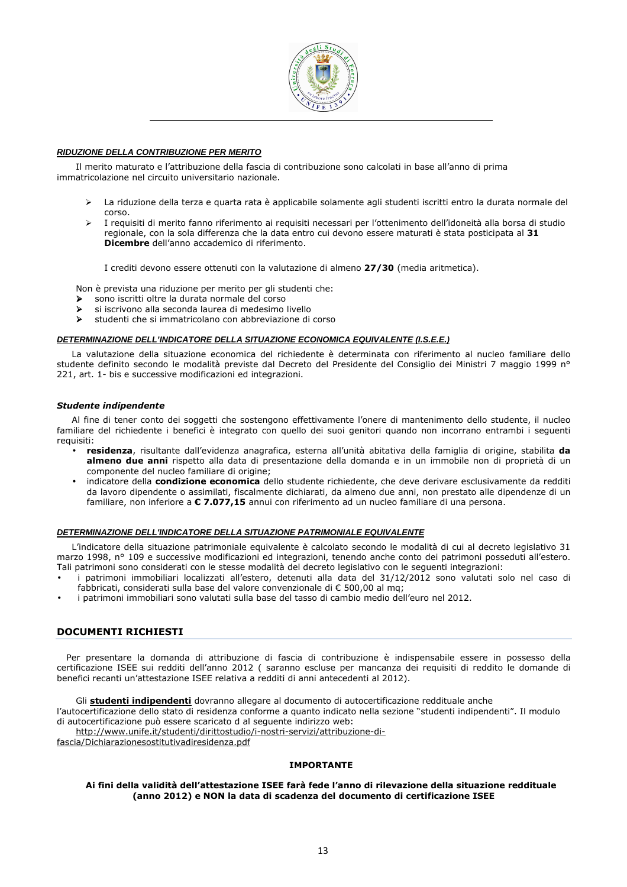***RIDUZIONE DELLA CONTRIBUZIONE PER MERITO***

Il merito maturato e l'attribuzione della fascia di contribuzione sono calcolati in base all'anno di prima immatricolazione nel circuito universitario nazionale.

- La riduzione della terza e quarta rata è applicabile solamente agli studenti iscritti entro la durata normale del corso.
- I requisiti di merito fanno riferimento ai requisiti necessari per l'ottenimento dell'idoneità alla borsa di studio regionale, con la sola differenza che la data entro cui devono essere maturati è stata posticipata al **31 Dicembre** dell'anno accademico di riferimento.

  I crediti devono essere ottenuti con la valutazione di almeno **27/30** (media aritmetica).

Non è prevista una riduzione per merito per gli studenti che:

- sono iscritti oltre la durata normale del corso
- si iscrivono alla seconda laurea di medesimo livello
- studenti che si immatricolano con abbreviazione di corso

***DETERMINAZIONE DELL'INDICATORE DELLA SITUAZIONE ECONOMICA EQUIVALENTE (I.S.E.E.)***

La valutazione della situazione economica del richiedente è determinata con riferimento al nucleo familiare dello studente definito secondo le modalità previste dal Decreto del Presidente del Consiglio dei Ministri 7 maggio 1999 n° 221, art. 1- bis e successive modificazioni ed integrazioni.

***Studente indipendente***

Al fine di tener conto dei soggetti che sostengono effettivamente l'onere di mantenimento dello studente, il nucleo familiare del richiedente i benefici è integrato con quello dei suoi genitori quando non incorrano entrambi i seguenti requisiti:

- **residenza**, risultante dall'evidenza anagrafica, esterna all'unità abitativa della famiglia di origine, stabilita **da almeno due anni** rispetto alla data di presentazione della domanda e in un immobile non di proprietà di un componente del nucleo familiare di origine;
- indicatore della **condizione economica** dello studente richiedente, che deve derivare esclusivamente da redditi da lavoro dipendente o assimilati, fiscalmente dichiarati, da almeno due anni, non prestato alle dipendenze di un familiare, non inferiore a **€ 7.077,15** annui con riferimento ad un nucleo familiare di una persona.

***DETERMINAZIONE DELL'INDICATORE DELLA SITUAZIONE PATRIMONIALE EQUIVALENTE***

L'indicatore della situazione patrimoniale equivalente è calcolato secondo le modalità di cui al decreto legislativo 31 marzo 1998, n° 109 e successive modificazioni ed integrazioni, tenendo anche conto dei patrimoni posseduti all'estero. Tali patrimoni sono considerati con le stesse modalità del decreto legislativo con le seguenti integrazioni:

- i patrimoni immobiliari localizzati all'estero, detenuti alla data del 31/12/2012 sono valutati solo nel caso di fabbricati, considerati sulla base del valore convenzionale di € 500,00 al mq;
- i patrimoni immobiliari sono valutati sulla base del tasso di cambio medio dell'euro nel 2012.

## DOCUMENTI RICHIESTI

Per presentare la domanda di attribuzione di fascia di contribuzione è indispensabile essere in possesso della certificazione ISEE sui redditi dell'anno 2012 ( saranno escluse per mancanza dei requisiti di reddito le domande di benefici recanti un'attestazione ISEE relativa a redditi di anni antecedenti al 2012).

Gli **studenti indipendenti** dovranno allegare al documento di autocertificazione reddituale anche l'autocertificazione dello stato di residenza conforme a quanto indicato nella sezione "studenti indipendenti". Il modulo di autocertificazione può essere scaricato d al seguente indirizzo web:
http://www.unife.it/studenti/dirittostudio/i-nostri-servizi/attribuzione-di-fascia/Dichiarazionesostitutivadiresidenza.pdf

**IMPORTANTE**

**Ai fini della validità dell'attestazione ISEE farà fede l'anno di rilevazione della situazione reddituale (anno 2012) e NON la data di scadenza del documento di certificazione ISEE**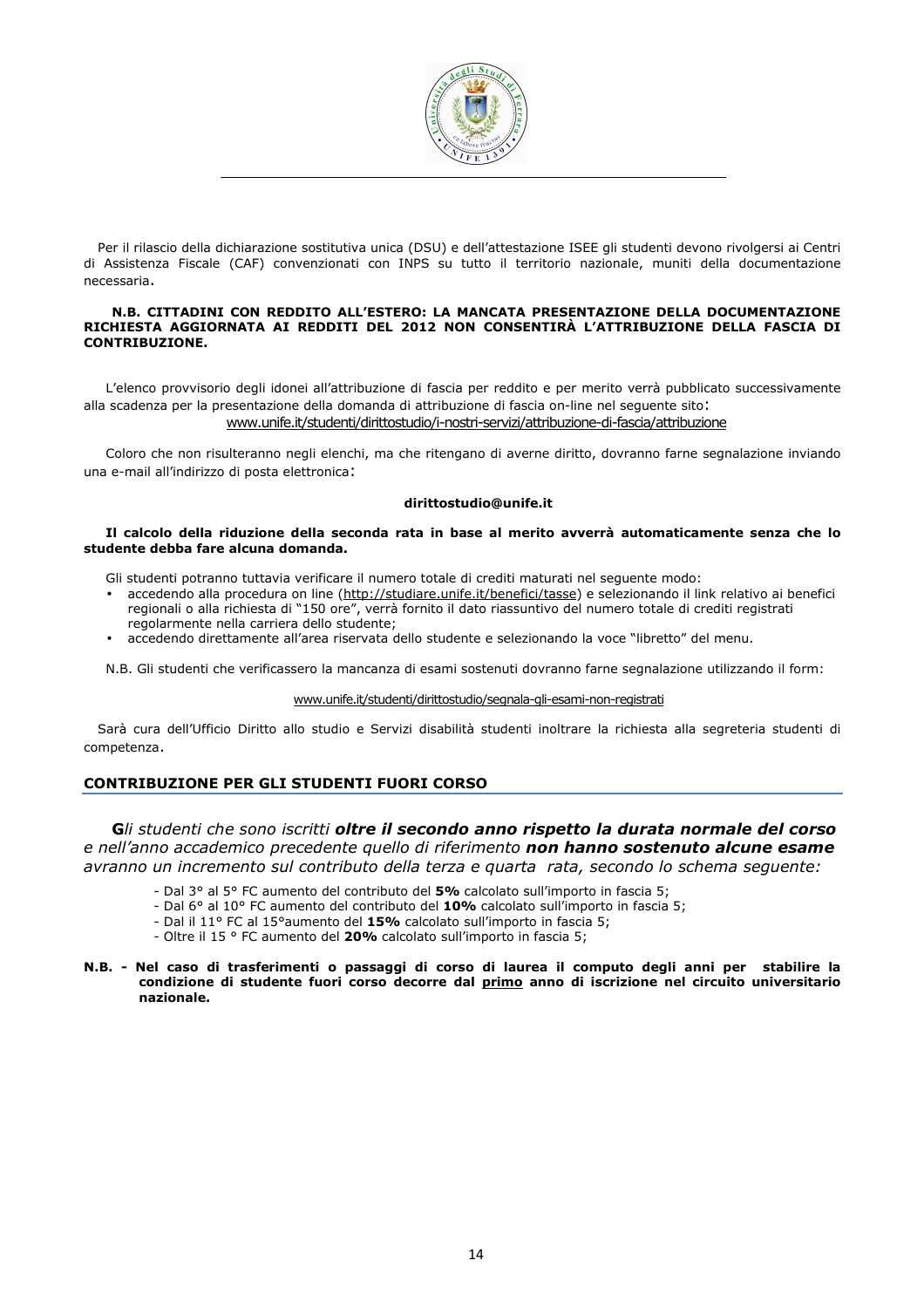Per il rilascio della dichiarazione sostitutiva unica (DSU) e dell'attestazione ISEE gli studenti devono rivolgersi ai Centri di Assistenza Fiscale (CAF) convenzionati con INPS su tutto il territorio nazionale, muniti della documentazione necessaria.

**N.B. CITTADINI CON REDDITO ALL'ESTERO: LA MANCATA PRESENTAZIONE DELLA DOCUMENTAZIONE RICHIESTA AGGIORNATA AI REDDITI DEL 2012 NON CONSENTIRÀ L'ATTRIBUZIONE DELLA FASCIA DI CONTRIBUZIONE.**

L'elenco provvisorio degli idonei all'attribuzione di fascia per reddito e per merito verrà pubblicato successivamente alla scadenza per la presentazione della domanda di attribuzione di fascia on-line nel seguente sito:

www.unife.it/studenti/dirittostudio/i-nostri-servizi/attribuzione-di-fascia/attribuzione

Coloro che non risulteranno negli elenchi, ma che ritengano di averne diritto, dovranno farne segnalazione inviando una e-mail all'indirizzo di posta elettronica:

**dirittostudio@unife.it**

**Il calcolo della riduzione della seconda rata in base al merito avverrà automaticamente senza che lo studente debba fare alcuna domanda.**

Gli studenti potranno tuttavia verificare il numero totale di crediti maturati nel seguente modo:

- accedendo alla procedura on line (http://studiare.unife.it/benefici/tasse) e selezionando il link relativo ai benefici regionali o alla richiesta di "150 ore", verrà fornito il dato riassuntivo del numero totale di crediti registrati regolarmente nella carriera dello studente;
- accedendo direttamente all'area riservata dello studente e selezionando la voce "libretto" del menu.

N.B. Gli studenti che verificassero la mancanza di esami sostenuti dovranno farne segnalazione utilizzando il form:

www.unife.it/studenti/dirittostudio/segnala-gli-esami-non-registrati

Sarà cura dell'Ufficio Diritto allo studio e Servizi disabilità studenti inoltrare la richiesta alla segreteria studenti di competenza.

## CONTRIBUZIONE PER GLI STUDENTI FUORI CORSO

***G****li studenti che sono iscritti* ***oltre il secondo anno rispetto la durata normale del corso*** *e nell'anno accademico precedente quello di riferimento* ***non hanno sostenuto alcune esame*** *avranno un incremento sul contributo della terza e quarta rata, secondo lo schema seguente:*

- Dal 3° al 5° FC aumento del contributo del **5%** calcolato sull'importo in fascia 5;
- Dal 6° al 10° FC aumento del contributo del **10%** calcolato sull'importo in fascia 5;
- Dal il 11° FC al 15°aumento del **15%** calcolato sull'importo in fascia 5;
- Oltre il 15 ° FC aumento del **20%** calcolato sull'importo in fascia 5;

**N.B. - Nel caso di trasferimenti o passaggi di corso di laurea il computo degli anni per stabilire la condizione di studente fuori corso decorre dal primo anno di iscrizione nel circuito universitario nazionale.**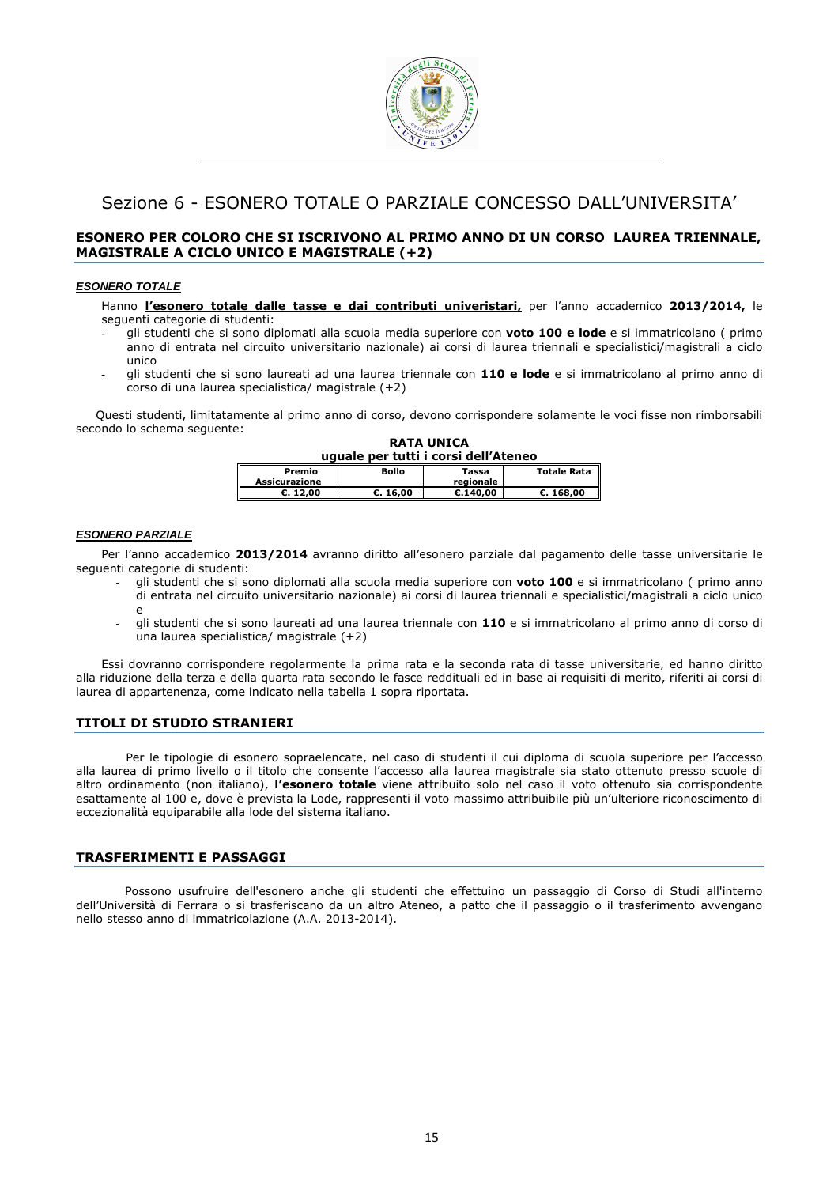# Sezione 6 - ESONERO TOTALE O PARZIALE CONCESSO DALL'UNIVERSITA'

## ESONERO PER COLORO CHE SI ISCRIVONO AL PRIMO ANNO DI UN CORSO LAUREA TRIENNALE, MAGISTRALE A CICLO UNICO E MAGISTRALE (+2)

### *ESONERO TOTALE*

Hanno **l'esonero totale dalle tasse e dai contributi univeristari,** per l'anno accademico **2013/2014,** le seguenti categorie di studenti:

- gli studenti che si sono diplomati alla scuola media superiore con **voto 100 e lode** e si immatricolano ( primo anno di entrata nel circuito universitario nazionale) ai corsi di laurea triennali e specialistici/magistrali a ciclo unico
- gli studenti che si sono laureati ad una laurea triennale con **110 e lode** e si immatricolano al primo anno di corso di una laurea specialistica/ magistrale (+2)

Questi studenti, limitatamente al primo anno di corso, devono corrispondere solamente le voci fisse non rimborsabili secondo lo schema seguente:

**RATA UNICA**
**uguale per tutti i corsi dell'Ateneo**

| Premio Assicurazione | Bollo | Tassa regionale | Totale Rata |
|---|---|---|---|
| €. 12,00 | €. 16,00 | €.140,00 | €. 168,00 |

### *ESONERO PARZIALE*

Per l'anno accademico **2013/2014** avranno diritto all'esonero parziale dal pagamento delle tasse universitarie le seguenti categorie di studenti:

- gli studenti che si sono diplomati alla scuola media superiore con **voto 100** e si immatricolano ( primo anno di entrata nel circuito universitario nazionale) ai corsi di laurea triennali e specialistici/magistrali a ciclo unico e
- gli studenti che si sono laureati ad una laurea triennale con **110** e si immatricolano al primo anno di corso di una laurea specialistica/ magistrale (+2)

Essi dovranno corrispondere regolarmente la prima rata e la seconda rata di tasse universitarie, ed hanno diritto alla riduzione della terza e della quarta rata secondo le fasce reddituali ed in base ai requisiti di merito, riferiti ai corsi di laurea di appartenenza, come indicato nella tabella 1 sopra riportata.

## TITOLI DI STUDIO STRANIERI

Per le tipologie di esonero sopraelencate, nel caso di studenti il cui diploma di scuola superiore per l'accesso alla laurea di primo livello o il titolo che consente l'accesso alla laurea magistrale sia stato ottenuto presso scuole di altro ordinamento (non italiano), **l'esonero totale** viene attribuito solo nel caso il voto ottenuto sia corrispondente esattamente al 100 e, dove è prevista la Lode, rappresenti il voto massimo attribuibile più un'ulteriore riconoscimento di eccezionalità equiparabile alla lode del sistema italiano.

## TRASFERIMENTI E PASSAGGI

Possono usufruire dell'esonero anche gli studenti che effettuino un passaggio di Corso di Studi all'interno dell'Università di Ferrara o si trasferiscano da un altro Ateneo, a patto che il passaggio o il trasferimento avvengano nello stesso anno di immatricolazione (A.A. 2013-2014).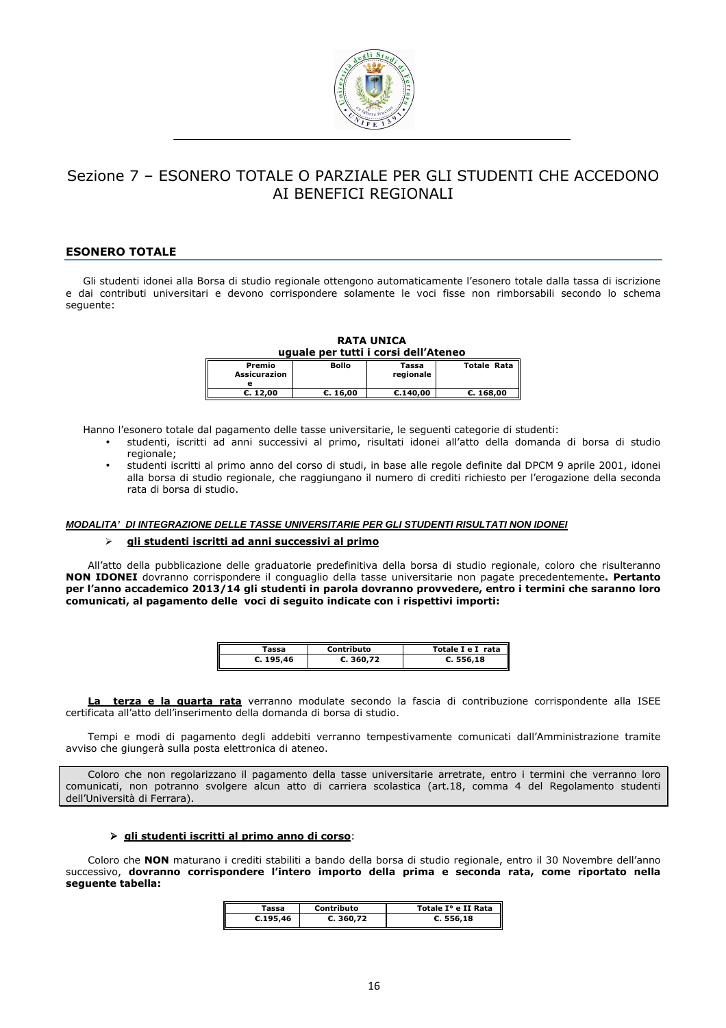# Sezione 7 – ESONERO TOTALE O PARZIALE PER GLI STUDENTI CHE ACCEDONO AI BENEFICI REGIONALI

## ESONERO TOTALE

Gli studenti idonei alla Borsa di studio regionale ottengono automaticamente l'esonero totale dalla tassa di iscrizione e dai contributi universitari e devono corrispondere solamente le voci fisse non rimborsabili secondo lo schema seguente:

**RATA UNICA**
**uguale per tutti i corsi dell'Ateneo**

| Premio Assicurazione | Bollo | Tassa regionale | Totale Rata |
|---|---|---|---|
| €. 12,00 | €. 16,00 | €.140,00 | €. 168,00 |

Hanno l'esonero totale dal pagamento delle tasse universitarie, le seguenti categorie di studenti:

- studenti, iscritti ad anni successivi al primo, risultati idonei all'atto della domanda di borsa di studio regionale;
- studenti iscritti al primo anno del corso di studi, in base alle regole definite dal DPCM 9 aprile 2001, idonei alla borsa di studio regionale, che raggiungano il numero di crediti richiesto per l'erogazione della seconda rata di borsa di studio.

***MODALITA' DI INTEGRAZIONE DELLE TASSE UNIVERSITARIE PER GLI STUDENTI RISULTATI NON IDONEI***

- **gli studenti iscritti ad anni successivi al primo**

All'atto della pubblicazione delle graduatorie predefinitiva della borsa di studio regionale, coloro che risulteranno **NON IDONEI** dovranno corrispondere il conguaglio della tasse universitarie non pagate precedentemente**. Pertanto per l'anno accademico 2013/14 gli studenti in parola dovranno provvedere, entro i termini che saranno loro comunicati, al pagamento delle voci di seguito indicate con i rispettivi importi:**

| Tassa | Contributo | Totale I e I rata |
|---|---|---|
| €. 195,46 | €. 360,72 | €. 556,18 |

**La terza e la quarta rata** verranno modulate secondo la fascia di contribuzione corrispondente alla ISEE certificata all'atto dell'inserimento della domanda di borsa di studio.

Tempi e modi di pagamento degli addebiti verranno tempestivamente comunicati dall'Amministrazione tramite avviso che giungerà sulla posta elettronica di ateneo.

Coloro che non regolarizzano il pagamento della tasse universitarie arretrate, entro i termini che verranno loro comunicati, non potranno svolgere alcun atto di carriera scolastica (art.18, comma 4 del Regolamento studenti dell'Università di Ferrara).

- **gli studenti iscritti al primo anno di corso**:

Coloro che **NON** maturano i crediti stabiliti a bando della borsa di studio regionale, entro il 30 Novembre dell'anno successivo, **dovranno corrispondere l'intero importo della prima e seconda rata, come riportato nella seguente tabella:**

| Tassa | Contributo | Totale I° e II Rata |
|---|---|---|
| €.195,46 | €. 360,72 | €. 556,18 |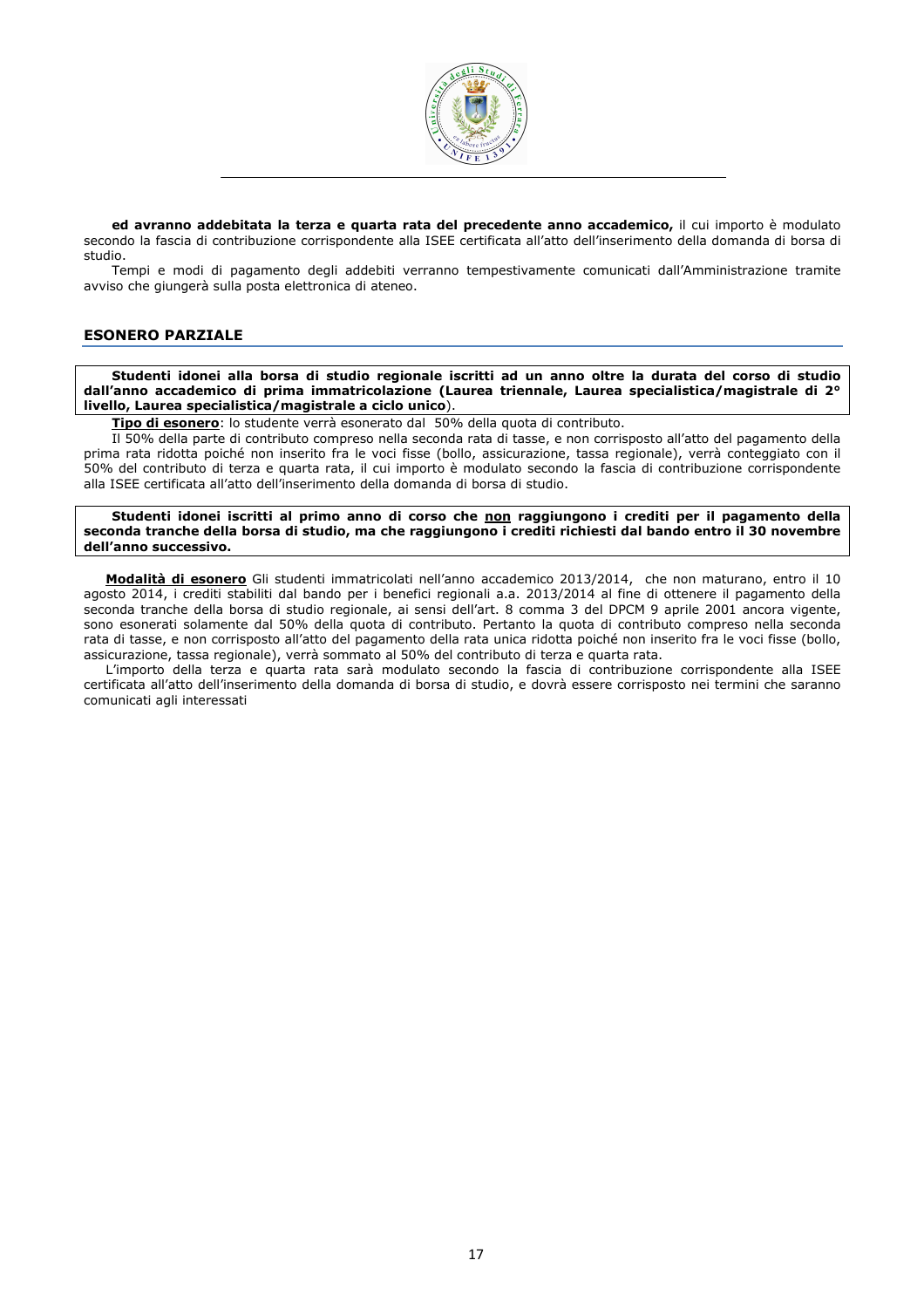**ed avranno addebitata la terza e quarta rata del precedente anno accademico,** il cui importo è modulato secondo la fascia di contribuzione corrispondente alla ISEE certificata all'atto dell'inserimento della domanda di borsa di studio.

Tempi e modi di pagamento degli addebiti verranno tempestivamente comunicati dall'Amministrazione tramite avviso che giungerà sulla posta elettronica di ateneo.

## ESONERO PARZIALE

**Studenti idonei alla borsa di studio regionale iscritti ad un anno oltre la durata del corso di studio dall'anno accademico di prima immatricolazione (Laurea triennale, Laurea specialistica/magistrale di 2° livello, Laurea specialistica/magistrale a ciclo unico**).

**Tipo di esonero**: lo studente verrà esonerato dal 50% della quota di contributo.

Il 50% della parte di contributo compreso nella seconda rata di tasse, e non corrisposto all'atto del pagamento della prima rata ridotta poiché non inserito fra le voci fisse (bollo, assicurazione, tassa regionale), verrà conteggiato con il 50% del contributo di terza e quarta rata, il cui importo è modulato secondo la fascia di contribuzione corrispondente alla ISEE certificata all'atto dell'inserimento della domanda di borsa di studio.

**Studenti idonei iscritti al primo anno di corso che non raggiungono i crediti per il pagamento della seconda tranche della borsa di studio, ma che raggiungono i crediti richiesti dal bando entro il 30 novembre dell'anno successivo.**

**Modalità di esonero** Gli studenti immatricolati nell'anno accademico 2013/2014, che non maturano, entro il 10 agosto 2014, i crediti stabiliti dal bando per i benefici regionali a.a. 2013/2014 al fine di ottenere il pagamento della seconda tranche della borsa di studio regionale, ai sensi dell'art. 8 comma 3 del DPCM 9 aprile 2001 ancora vigente, sono esonerati solamente dal 50% della quota di contributo. Pertanto la quota di contributo compreso nella seconda rata di tasse, e non corrisposto all'atto del pagamento della rata unica ridotta poiché non inserito fra le voci fisse (bollo, assicurazione, tassa regionale), verrà sommato al 50% del contributo di terza e quarta rata.

L'importo della terza e quarta rata sarà modulato secondo la fascia di contribuzione corrispondente alla ISEE certificata all'atto dell'inserimento della domanda di borsa di studio, e dovrà essere corrisposto nei termini che saranno comunicati agli interessati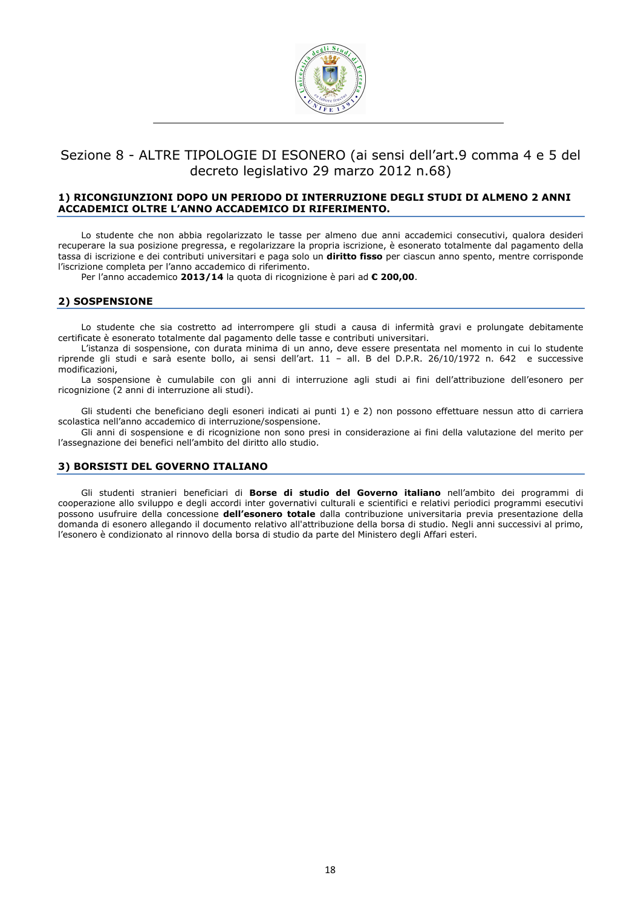# Sezione 8 - ALTRE TIPOLOGIE DI ESONERO (ai sensi dell'art.9 comma 4 e 5 del decreto legislativo 29 marzo 2012 n.68)

## 1) RICONGIUNZIONI DOPO UN PERIODO DI INTERRUZIONE DEGLI STUDI DI ALMENO 2 ANNI ACCADEMICI OLTRE L'ANNO ACCADEMICO DI RIFERIMENTO.

Lo studente che non abbia regolarizzato le tasse per almeno due anni accademici consecutivi, qualora desideri recuperare la sua posizione pregressa, e regolarizzare la propria iscrizione, è esonerato totalmente dal pagamento della tassa di iscrizione e dei contributi universitari e paga solo un **diritto fisso** per ciascun anno spento, mentre corrisponde l'iscrizione completa per l'anno accademico di riferimento.

Per l'anno accademico **2013/14** la quota di ricognizione è pari ad **€ 200,00**.

## 2) SOSPENSIONE

Lo studente che sia costretto ad interrompere gli studi a causa di infermità gravi e prolungate debitamente certificate è esonerato totalmente dal pagamento delle tasse e contributi universitari.

L'istanza di sospensione, con durata minima di un anno, deve essere presentata nel momento in cui lo studente riprende gli studi e sarà esente bollo, ai sensi dell'art. 11 – all. B del D.P.R. 26/10/1972 n. 642 e successive modificazioni,

La sospensione è cumulabile con gli anni di interruzione agli studi ai fini dell'attribuzione dell'esonero per ricognizione (2 anni di interruzione ali studi).

Gli studenti che beneficiano degli esoneri indicati ai punti 1) e 2) non possono effettuare nessun atto di carriera scolastica nell'anno accademico di interruzione/sospensione.

Gli anni di sospensione e di ricognizione non sono presi in considerazione ai fini della valutazione del merito per l'assegnazione dei benefici nell'ambito del diritto allo studio.

## 3) BORSISTI DEL GOVERNO ITALIANO

Gli studenti stranieri beneficiari di **Borse di studio del Governo italiano** nell'ambito dei programmi di cooperazione allo sviluppo e degli accordi inter governativi culturali e scientifici e relativi periodici programmi esecutivi possono usufruire della concessione **dell'esonero totale** dalla contribuzione universitaria previa presentazione della domanda di esonero allegando il documento relativo all'attribuzione della borsa di studio. Negli anni successivi al primo, l'esonero è condizionato al rinnovo della borsa di studio da parte del Ministero degli Affari esteri.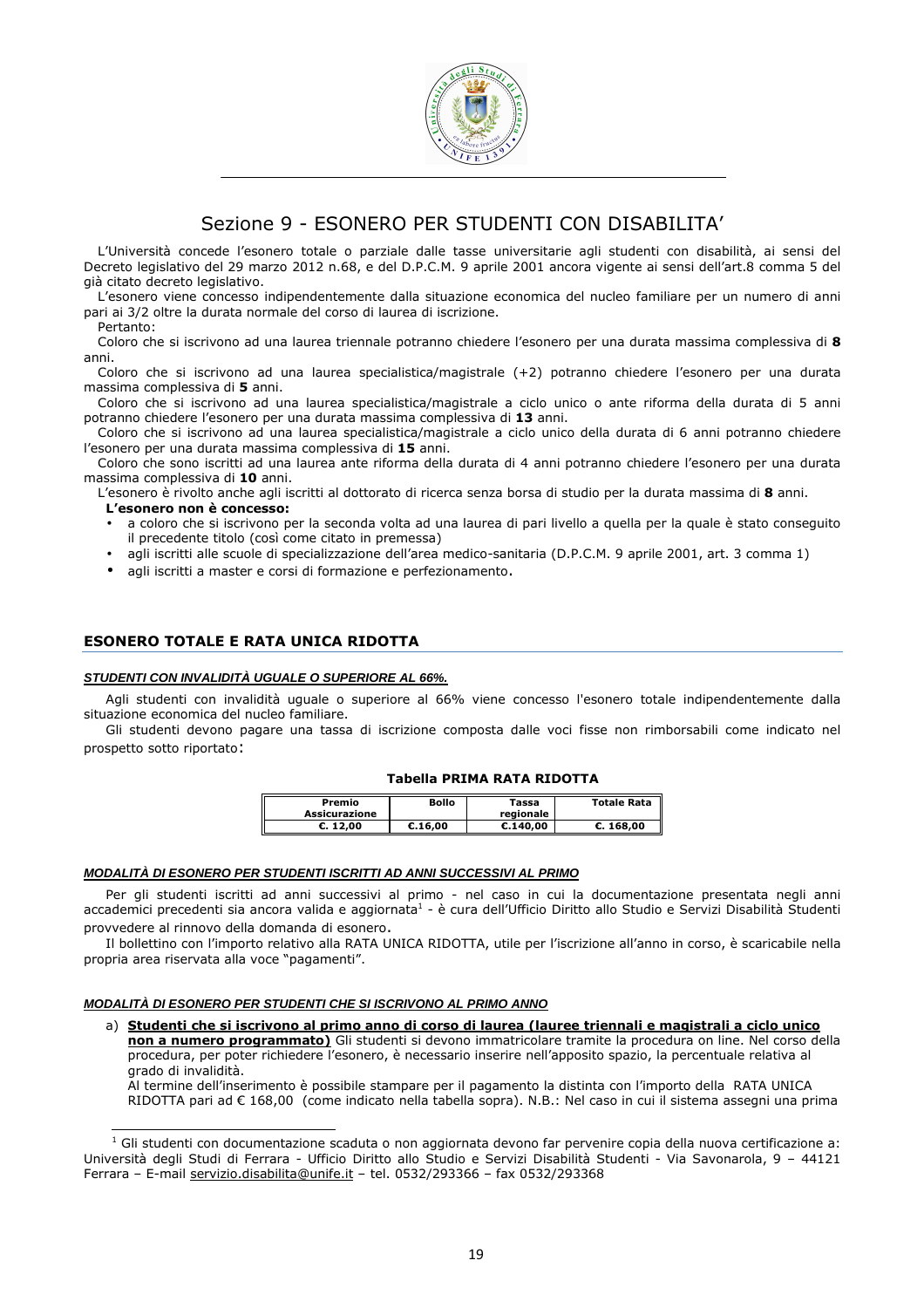# Sezione 9 - ESONERO PER STUDENTI CON DISABILITA'

L'Università concede l'esonero totale o parziale dalle tasse universitarie agli studenti con disabilità, ai sensi del Decreto legislativo del 29 marzo 2012 n.68, e del D.P.C.M. 9 aprile 2001 ancora vigente ai sensi dell'art.8 comma 5 del già citato decreto legislativo.

L'esonero viene concesso indipendentemente dalla situazione economica del nucleo familiare per un numero di anni pari ai 3/2 oltre la durata normale del corso di laurea di iscrizione.

Pertanto:

Coloro che si iscrivono ad una laurea triennale potranno chiedere l'esonero per una durata massima complessiva di **8** anni.

Coloro che si iscrivono ad una laurea specialistica/magistrale (+2) potranno chiedere l'esonero per una durata massima complessiva di **5** anni.

Coloro che si iscrivono ad una laurea specialistica/magistrale a ciclo unico o ante riforma della durata di 5 anni potranno chiedere l'esonero per una durata massima complessiva di **13** anni.

Coloro che si iscrivono ad una laurea specialistica/magistrale a ciclo unico della durata di 6 anni potranno chiedere l'esonero per una durata massima complessiva di **15** anni.

Coloro che sono iscritti ad una laurea ante riforma della durata di 4 anni potranno chiedere l'esonero per una durata massima complessiva di **10** anni.

L'esonero è rivolto anche agli iscritti al dottorato di ricerca senza borsa di studio per la durata massima di **8** anni.

**L'esonero non è concesso:**

- a coloro che si iscrivono per la seconda volta ad una laurea di pari livello a quella per la quale è stato conseguito il precedente titolo (così come citato in premessa)
- agli iscritti alle scuole di specializzazione dell'area medico-sanitaria (D.P.C.M. 9 aprile 2001, art. 3 comma 1)
- agli iscritti a master e corsi di formazione e perfezionamento.

## ESONERO TOTALE E RATA UNICA RIDOTTA

***STUDENTI CON INVALIDITÀ UGUALE O SUPERIORE AL 66%.***

Agli studenti con invalidità uguale o superiore al 66% viene concesso l'esonero totale indipendentemente dalla situazione economica del nucleo familiare.

Gli studenti devono pagare una tassa di iscrizione composta dalle voci fisse non rimborsabili come indicato nel prospetto sotto riportato:

**Tabella PRIMA RATA RIDOTTA**

| Premio Assicurazione | Bollo | Tassa regionale | Totale Rata |
|---|---|---|---|
| €. 12,00 | €.16,00 | €.140,00 | €. 168,00 |

***MODALITÀ DI ESONERO PER STUDENTI ISCRITTI AD ANNI SUCCESSIVI AL PRIMO***

Per gli studenti iscritti ad anni successivi al primo - nel caso in cui la documentazione presentata negli anni accademici precedenti sia ancora valida e aggiornata[1] - è cura dell'Ufficio Diritto allo Studio e Servizi Disabilità Studenti provvedere al rinnovo della domanda di esonero.

Il bollettino con l'importo relativo alla RATA UNICA RIDOTTA, utile per l'iscrizione all'anno in corso, è scaricabile nella propria area riservata alla voce "pagamenti".

***MODALITÀ DI ESONERO PER STUDENTI CHE SI ISCRIVONO AL PRIMO ANNO***

a) **Studenti che si iscrivono al primo anno di corso di laurea (lauree triennali e magistrali a ciclo unico non a numero programmato)** Gli studenti si devono immatricolare tramite la procedura on line. Nel corso della procedura, per poter richiedere l'esonero, è necessario inserire nell'apposito spazio, la percentuale relativa al grado di invalidità.
Al termine dell'inserimento è possibile stampare per il pagamento la distinta con l'importo della RATA UNICA RIDOTTA pari ad € 168,00 (come indicato nella tabella sopra). N.B.: Nel caso in cui il sistema assegni una prima

[1] Gli studenti con documentazione scaduta o non aggiornata devono far pervenire copia della nuova certificazione a: Università degli Studi di Ferrara - Ufficio Diritto allo Studio e Servizi Disabilità Studenti - Via Savonarola, 9 – 44121 Ferrara – E-mail servizio.disabilita@unife.it – tel. 0532/293366 – fax 0532/293368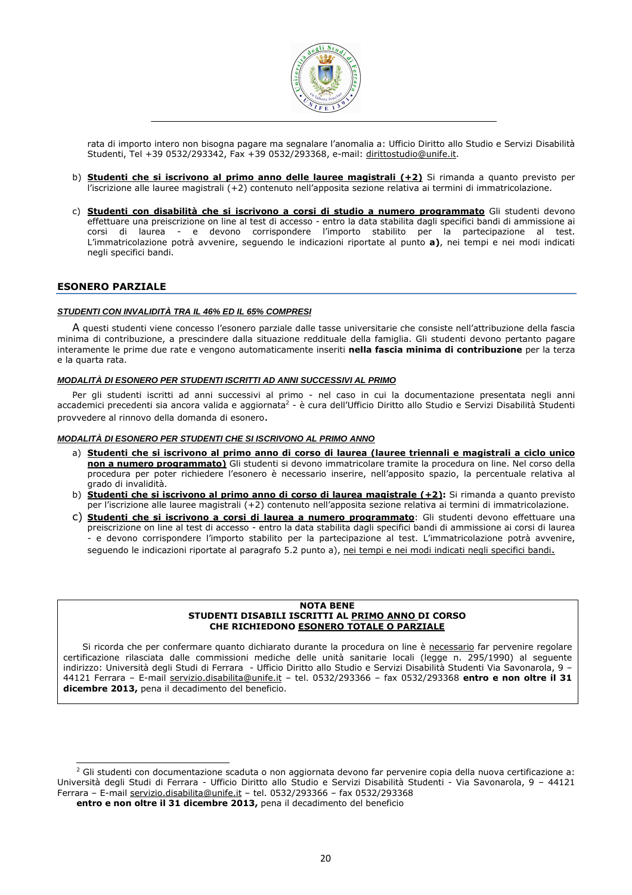rata di importo intero non bisogna pagare ma segnalare l'anomalia a: Ufficio Diritto allo Studio e Servizi Disabilità Studenti, Tel +39 0532/293342, Fax +39 0532/293368, e-mail: dirittostudio@unife.it.

b) **Studenti che si iscrivono al primo anno delle lauree magistrali (+2)** Si rimanda a quanto previsto per l'iscrizione alle lauree magistrali (+2) contenuto nell'apposita sezione relativa ai termini di immatricolazione.

c) **Studenti con disabilità che si iscrivono a corsi di studio a numero programmato** Gli studenti devono effettuare una preiscrizione on line al test di accesso - entro la data stabilita dagli specifici bandi di ammissione ai corsi di laurea - e devono corrispondere l'importo stabilito per la partecipazione al test. L'immatricolazione potrà avvenire, seguendo le indicazioni riportate al punto **a)**, nei tempi e nei modi indicati negli specifici bandi.

## ESONERO PARZIALE

***STUDENTI CON INVALIDITÀ TRA IL 46% ED IL 65% COMPRESI***

A questi studenti viene concesso l'esonero parziale dalle tasse universitarie che consiste nell'attribuzione della fascia minima di contribuzione, a prescindere dalla situazione reddituale della famiglia. Gli studenti devono pertanto pagare interamente le prime due rate e vengono automaticamente inseriti **nella fascia minima di contribuzione** per la terza e la quarta rata.

***MODALITÀ DI ESONERO PER STUDENTI ISCRITTI AD ANNI SUCCESSIVI AL PRIMO***

Per gli studenti iscritti ad anni successivi al primo - nel caso in cui la documentazione presentata negli anni accademici precedenti sia ancora valida e aggiornata[2] - è cura dell'Ufficio Diritto allo Studio e Servizi Disabilità Studenti provvedere al rinnovo della domanda di esonero.

***MODALITÀ DI ESONERO PER STUDENTI CHE SI ISCRIVONO AL PRIMO ANNO***

a) **Studenti che si iscrivono al primo anno di corso di laurea (lauree triennali e magistrali a ciclo unico non a numero programmato)** Gli studenti si devono immatricolare tramite la procedura on line. Nel corso della procedura per poter richiedere l'esonero è necessario inserire, nell'apposito spazio, la percentuale relativa al grado di invalidità.
b) **Studenti che si iscrivono al primo anno di corso di laurea magistrale (+2):** Si rimanda a quanto previsto per l'iscrizione alle lauree magistrali (+2) contenuto nell'apposita sezione relativa ai termini di immatricolazione.
c) **Studenti che si iscrivono a corsi di laurea a numero programmato**: Gli studenti devono effettuare una preiscrizione on line al test di accesso - entro la data stabilita dagli specifici bandi di ammissione ai corsi di laurea - e devono corrispondere l'importo stabilito per la partecipazione al test. L'immatricolazione potrà avvenire, seguendo le indicazioni riportate al paragrafo 5.2 punto a), nei tempi e nei modi indicati negli specifici bandi.

---

**NOTA BENE**
**STUDENTI DISABILI ISCRITTI AL PRIMO ANNO DI CORSO**
**CHE RICHIEDONO ESONERO TOTALE O PARZIALE**

Si ricorda che per confermare quanto dichiarato durante la procedura on line è necessario far pervenire regolare certificazione rilasciata dalle commissioni mediche delle unità sanitarie locali (legge n. 295/1990) al seguente indirizzo: Università degli Studi di Ferrara - Ufficio Diritto allo Studio e Servizi Disabilità Studenti Via Savonarola, 9 – 44121 Ferrara – E-mail servizio.disabilita@unife.it – tel. 0532/293366 – fax 0532/293368 **entro e non oltre il 31 dicembre 2013,** pena il decadimento del beneficio.

---

[2] Gli studenti con documentazione scaduta o non aggiornata devono far pervenire copia della nuova certificazione a: Università degli Studi di Ferrara - Ufficio Diritto allo Studio e Servizi Disabilità Studenti - Via Savonarola, 9 – 44121 Ferrara – E-mail servizio.disabilita@unife.it – tel. 0532/293366 – fax 0532/293368
**entro e non oltre il 31 dicembre 2013,** pena il decadimento del beneficio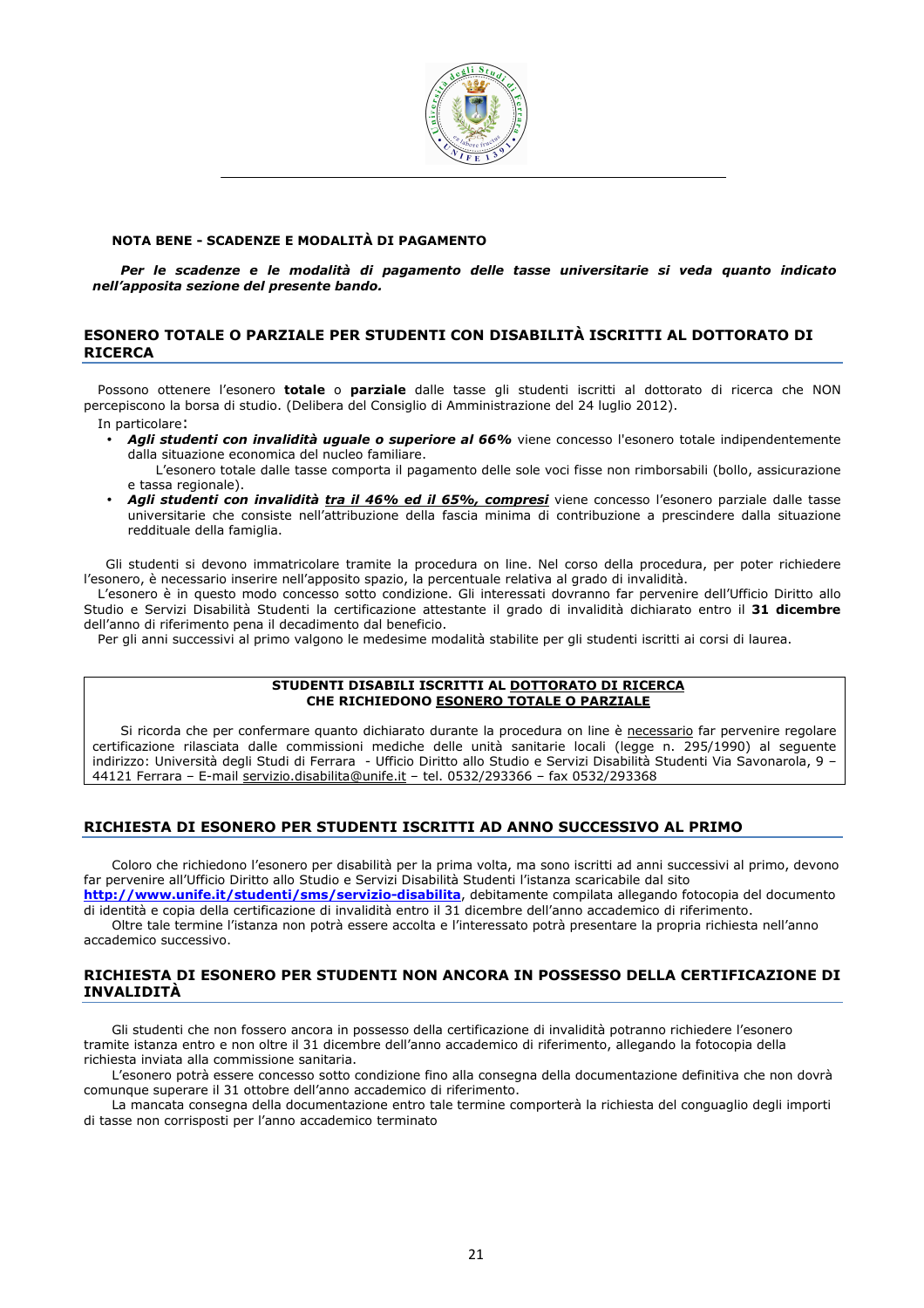**NOTA BENE - SCADENZE E MODALITÀ DI PAGAMENTO**

***Per le scadenze e le modalità di pagamento delle tasse universitarie si veda quanto indicato nell'apposita sezione del presente bando.***

## ESONERO TOTALE O PARZIALE PER STUDENTI CON DISABILITÀ ISCRITTI AL DOTTORATO DI RICERCA

Possono ottenere l'esonero **totale** o **parziale** dalle tasse gli studenti iscritti al dottorato di ricerca che NON percepiscono la borsa di studio. (Delibera del Consiglio di Amministrazione del 24 luglio 2012).

In particolare:

- ***Agli studenti con invalidità uguale o superiore al 66%*** viene concesso l'esonero totale indipendentemente dalla situazione economica del nucleo familiare.
  L'esonero totale dalle tasse comporta il pagamento delle sole voci fisse non rimborsabili (bollo, assicurazione e tassa regionale).
- ***Agli studenti con invalidità <u>tra il 46% ed il 65%, compresi</u>*** viene concesso l'esonero parziale dalle tasse universitarie che consiste nell'attribuzione della fascia minima di contribuzione a prescindere dalla situazione reddituale della famiglia.

Gli studenti si devono immatricolare tramite la procedura on line. Nel corso della procedura, per poter richiedere l'esonero, è necessario inserire nell'apposito spazio, la percentuale relativa al grado di invalidità.

L'esonero è in questo modo concesso sotto condizione. Gli interessati dovranno far pervenire dell'Ufficio Diritto allo Studio e Servizi Disabilità Studenti la certificazione attestante il grado di invalidità dichiarato entro il **31 dicembre** dell'anno di riferimento pena il decadimento dal beneficio.

Per gli anni successivi al primo valgono le medesime modalità stabilite per gli studenti iscritti ai corsi di laurea.

**STUDENTI DISABILI ISCRITTI AL <u>DOTTORATO DI RICERCA</u>**
**CHE RICHIEDONO <u>ESONERO TOTALE O PARZIALE</u>**

Si ricorda che per confermare quanto dichiarato durante la procedura on line è <u>necessario</u> far pervenire regolare certificazione rilasciata dalle commissioni mediche delle unità sanitarie locali (legge n. 295/1990) al seguente indirizzo: Università degli Studi di Ferrara - Ufficio Diritto allo Studio e Servizi Disabilità Studenti Via Savonarola, 9 – 44121 Ferrara – E-mail servizio.disabilita@unife.it – tel. 0532/293366 – fax 0532/293368

## RICHIESTA DI ESONERO PER STUDENTI ISCRITTI AD ANNO SUCCESSIVO AL PRIMO

Coloro che richiedono l'esonero per disabilità per la prima volta, ma sono iscritti ad anni successivi al primo, devono far pervenire all'Ufficio Diritto allo Studio e Servizi Disabilità Studenti l'istanza scaricabile dal sito **http://www.unife.it/studenti/sms/servizio-disabilita**, debitamente compilata allegando fotocopia del documento di identità e copia della certificazione di invalidità entro il 31 dicembre dell'anno accademico di riferimento.

Oltre tale termine l'istanza non potrà essere accolta e l'interessato potrà presentare la propria richiesta nell'anno accademico successivo.

## RICHIESTA DI ESONERO PER STUDENTI NON ANCORA IN POSSESSO DELLA CERTIFICAZIONE DI INVALIDITÀ

Gli studenti che non fossero ancora in possesso della certificazione di invalidità potranno richiedere l'esonero tramite istanza entro e non oltre il 31 dicembre dell'anno accademico di riferimento, allegando la fotocopia della richiesta inviata alla commissione sanitaria.

L'esonero potrà essere concesso sotto condizione fino alla consegna della documentazione definitiva che non dovrà comunque superare il 31 ottobre dell'anno accademico di riferimento.

La mancata consegna della documentazione entro tale termine comporterà la richiesta del conguaglio degli importi di tasse non corrisposti per l'anno accademico terminato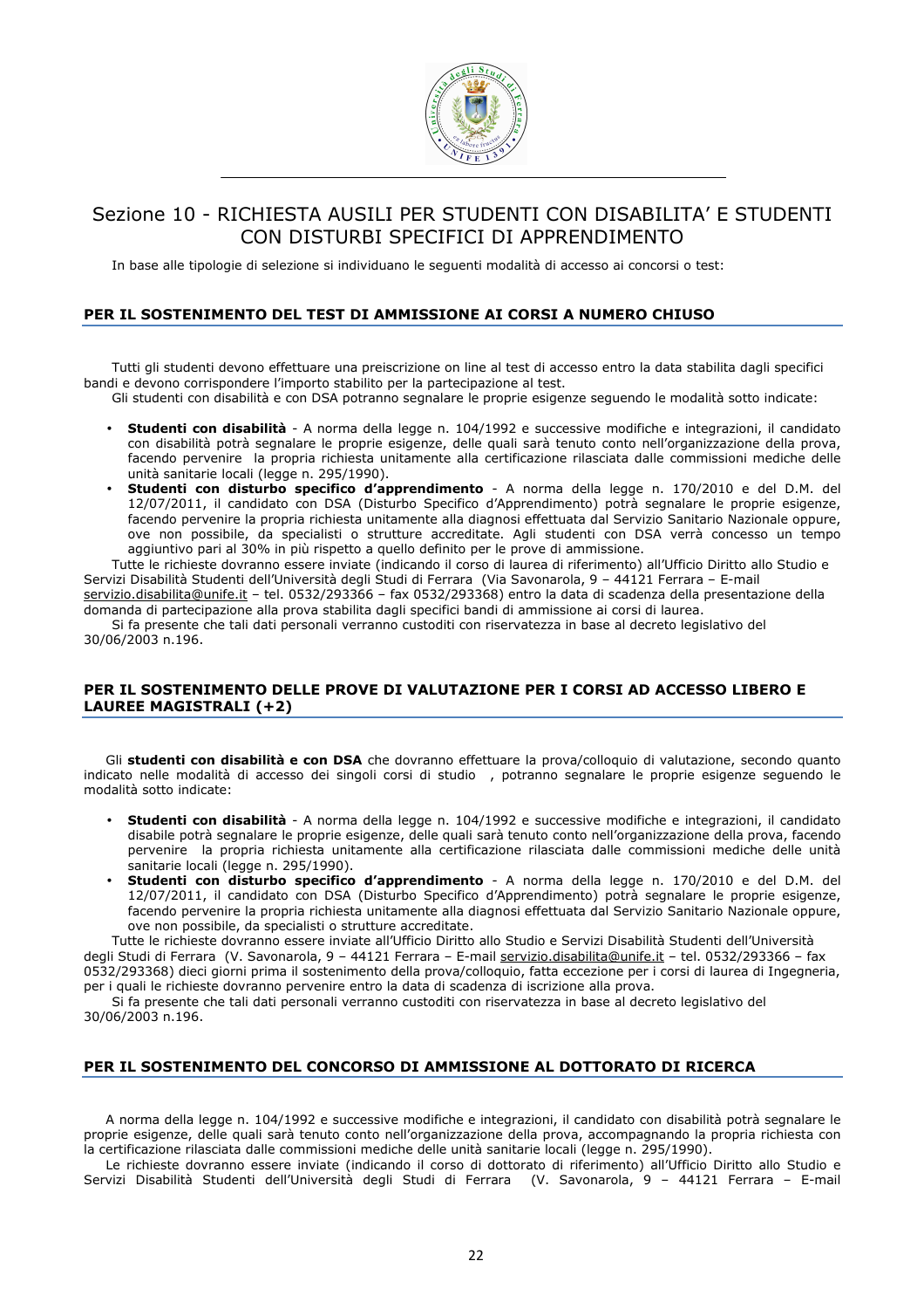# Sezione 10 - RICHIESTA AUSILI PER STUDENTI CON DISABILITA' E STUDENTI CON DISTURBI SPECIFICI DI APPRENDIMENTO

In base alle tipologie di selezione si individuano le seguenti modalità di accesso ai concorsi o test:

## PER IL SOSTENIMENTO DEL TEST DI AMMISSIONE AI CORSI A NUMERO CHIUSO

Tutti gli studenti devono effettuare una preiscrizione on line al test di accesso entro la data stabilita dagli specifici bandi e devono corrispondere l'importo stabilito per la partecipazione al test.

Gli studenti con disabilità e con DSA potranno segnalare le proprie esigenze seguendo le modalità sotto indicate:

- **Studenti con disabilità** - A norma della legge n. 104/1992 e successive modifiche e integrazioni, il candidato con disabilità potrà segnalare le proprie esigenze, delle quali sarà tenuto conto nell'organizzazione della prova, facendo pervenire la propria richiesta unitamente alla certificazione rilasciata dalle commissioni mediche delle unità sanitarie locali (legge n. 295/1990).
- **Studenti con disturbo specifico d'apprendimento** - A norma della legge n. 170/2010 e del D.M. del 12/07/2011, il candidato con DSA (Disturbo Specifico d'Apprendimento) potrà segnalare le proprie esigenze, facendo pervenire la propria richiesta unitamente alla diagnosi effettuata dal Servizio Sanitario Nazionale oppure, ove non possibile, da specialisti o strutture accreditate. Agli studenti con DSA verrà concesso un tempo aggiuntivo pari al 30% in più rispetto a quello definito per le prove di ammissione.

Tutte le richieste dovranno essere inviate (indicando il corso di laurea di riferimento) all'Ufficio Diritto allo Studio e Servizi Disabilità Studenti dell'Università degli Studi di Ferrara (Via Savonarola, 9 – 44121 Ferrara – E-mail servizio.disabilita@unife.it – tel. 0532/293366 – fax 0532/293368) entro la data di scadenza della presentazione della domanda di partecipazione alla prova stabilita dagli specifici bandi di ammissione ai corsi di laurea.

Si fa presente che tali dati personali verranno custoditi con riservatezza in base al decreto legislativo del 30/06/2003 n.196.

## PER IL SOSTENIMENTO DELLE PROVE DI VALUTAZIONE PER I CORSI AD ACCESSO LIBERO E LAUREE MAGISTRALI (+2)

Gli **studenti con disabilità e con DSA** che dovranno effettuare la prova/colloquio di valutazione, secondo quanto indicato nelle modalità di accesso dei singoli corsi di studio , potranno segnalare le proprie esigenze seguendo le modalità sotto indicate:

- **Studenti con disabilità** - A norma della legge n. 104/1992 e successive modifiche e integrazioni, il candidato disabile potrà segnalare le proprie esigenze, delle quali sarà tenuto conto nell'organizzazione della prova, facendo pervenire la propria richiesta unitamente alla certificazione rilasciata dalle commissioni mediche delle unità sanitarie locali (legge n. 295/1990).
- **Studenti con disturbo specifico d'apprendimento** - A norma della legge n. 170/2010 e del D.M. del 12/07/2011, il candidato con DSA (Disturbo Specifico d'Apprendimento) potrà segnalare le proprie esigenze, facendo pervenire la propria richiesta unitamente alla diagnosi effettuata dal Servizio Sanitario Nazionale oppure, ove non possibile, da specialisti o strutture accreditate.

Tutte le richieste dovranno essere inviate all'Ufficio Diritto allo Studio e Servizi Disabilità Studenti dell'Università degli Studi di Ferrara (V. Savonarola, 9 – 44121 Ferrara – E-mail servizio.disabilita@unife.it – tel. 0532/293366 – fax 0532/293368) dieci giorni prima il sostenimento della prova/colloquio, fatta eccezione per i corsi di laurea di Ingegneria, per i quali le richieste dovranno pervenire entro la data di scadenza di iscrizione alla prova.

Si fa presente che tali dati personali verranno custoditi con riservatezza in base al decreto legislativo del 30/06/2003 n.196.

## PER IL SOSTENIMENTO DEL CONCORSO DI AMMISSIONE AL DOTTORATO DI RICERCA

A norma della legge n. 104/1992 e successive modifiche e integrazioni, il candidato con disabilità potrà segnalare le proprie esigenze, delle quali sarà tenuto conto nell'organizzazione della prova, accompagnando la propria richiesta con la certificazione rilasciata dalle commissioni mediche delle unità sanitarie locali (legge n. 295/1990).

Le richieste dovranno essere inviate (indicando il corso di dottorato di riferimento) all'Ufficio Diritto allo Studio e Servizi Disabilità Studenti dell'Università degli Studi di Ferrara (V. Savonarola, 9 – 44121 Ferrara – E-mail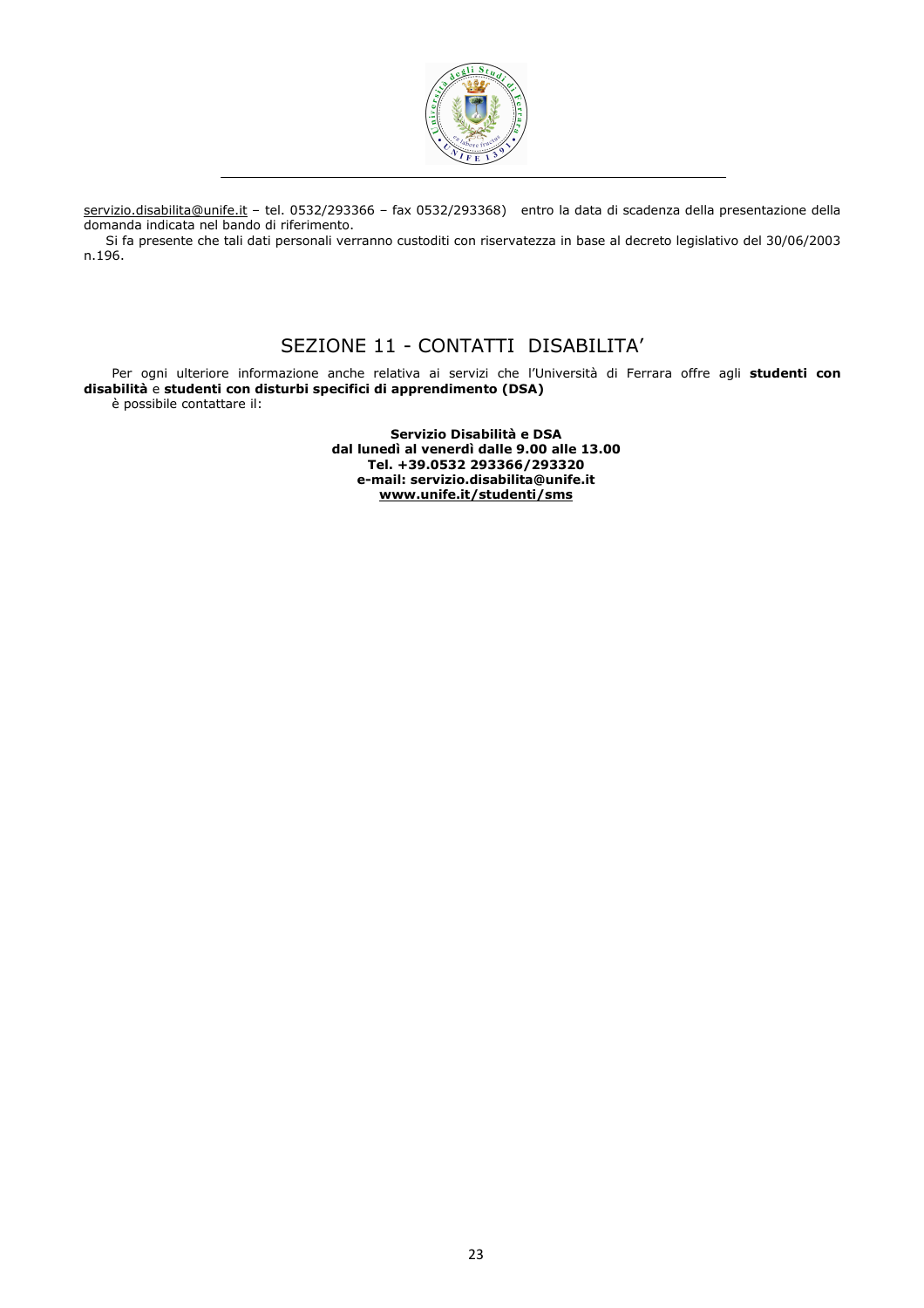servizio.disabilita@unife.it – tel. 0532/293366 – fax 0532/293368) entro la data di scadenza della presentazione della domanda indicata nel bando di riferimento.

Si fa presente che tali dati personali verranno custoditi con riservatezza in base al decreto legislativo del 30/06/2003 n.196.

## SEZIONE 11 - CONTATTI DISABILITA'

Per ogni ulteriore informazione anche relativa ai servizi che l'Università di Ferrara offre agli **studenti con disabilità** e **studenti con disturbi specifici di apprendimento (DSA)**

è possibile contattare il:

**Servizio Disabilità e DSA**
**dal lunedì al venerdì dalle 9.00 alle 13.00**
**Tel. +39.0532 293366/293320**
**e-mail: servizio.disabilita@unife.it**
**www.unife.it/studenti/sms**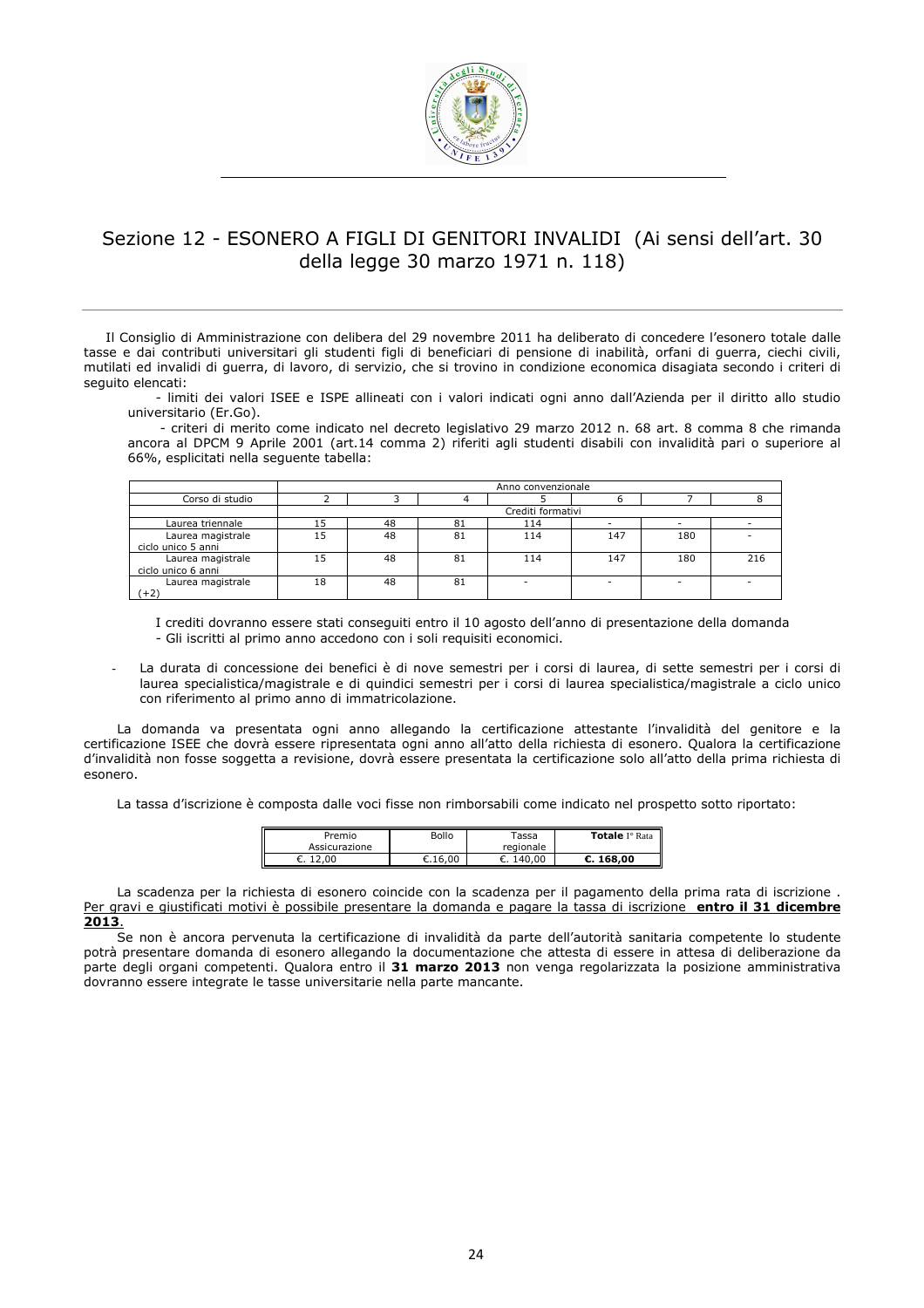## Sezione 12 - ESONERO A FIGLI DI GENITORI INVALIDI (Ai sensi dell'art. 30 della legge 30 marzo 1971 n. 118)

Il Consiglio di Amministrazione con delibera del 29 novembre 2011 ha deliberato di concedere l'esonero totale dalle tasse e dai contributi universitari gli studenti figli di beneficiari di pensione di inabilità, orfani di guerra, ciechi civili, mutilati ed invalidi di guerra, di lavoro, di servizio, che si trovino in condizione economica disagiata secondo i criteri di seguito elencati:

- limiti dei valori ISEE e ISPE allineati con i valori indicati ogni anno dall'Azienda per il diritto allo studio universitario (Er.Go).
- criteri di merito come indicato nel decreto legislativo 29 marzo 2012 n. 68 art. 8 comma 8 che rimanda ancora al DPCM 9 Aprile 2001 (art.14 comma 2) riferiti agli studenti disabili con invalidità pari o superiore al 66%, esplicitati nella seguente tabella:

| | Anno convenzionale | | | | | | |
|---|---|---|---|---|---|---|---|
| Corso di studio | 2 | 3 | 4 | 5 | 6 | 7 | 8 |
| | Crediti formativi | | | | | | |
| Laurea triennale | 15 | 48 | 81 | 114 | - | - | - |
| Laurea magistrale ciclo unico 5 anni | 15 | 48 | 81 | 114 | 147 | 180 | - |
| Laurea magistrale ciclo unico 6 anni | 15 | 48 | 81 | 114 | 147 | 180 | 216 |
| Laurea magistrale (+2) | 18 | 48 | 81 | - | - | - | - |

I crediti dovranno essere stati conseguiti entro il 10 agosto dell'anno di presentazione della domanda
- Gli iscritti al primo anno accedono con i soli requisiti economici.

- La durata di concessione dei benefici è di nove semestri per i corsi di laurea, di sette semestri per i corsi di laurea specialistica/magistrale e di quindici semestri per i corsi di laurea specialistica/magistrale a ciclo unico con riferimento al primo anno di immatricolazione.

La domanda va presentata ogni anno allegando la certificazione attestante l'invalidità del genitore e la certificazione ISEE che dovrà essere ripresentata ogni anno all'atto della richiesta di esonero. Qualora la certificazione d'invalidità non fosse soggetta a revisione, dovrà essere presentata la certificazione solo all'atto della prima richiesta di esonero.

La tassa d'iscrizione è composta dalle voci fisse non rimborsabili come indicato nel prospetto sotto riportato:

| Premio Assicurazione | Bollo | Tassa regionale | **Totale** I° Rata |
|---|---|---|---|
| €. 12,00 | €.16,00 | €. 140,00 | **€. 168,00** |

La scadenza per la richiesta di esonero coincide con la scadenza per il pagamento della prima rata di iscrizione . Per gravi e giustificati motivi è possibile presentare la domanda e pagare la tassa di iscrizione **entro il 31 dicembre 2013**.

Se non è ancora pervenuta la certificazione di invalidità da parte dell'autorità sanitaria competente lo studente potrà presentare domanda di esonero allegando la documentazione che attesta di essere in attesa di deliberazione da parte degli organi competenti. Qualora entro il **31 marzo 2013** non venga regolarizzata la posizione amministrativa dovranno essere integrate le tasse universitarie nella parte mancante.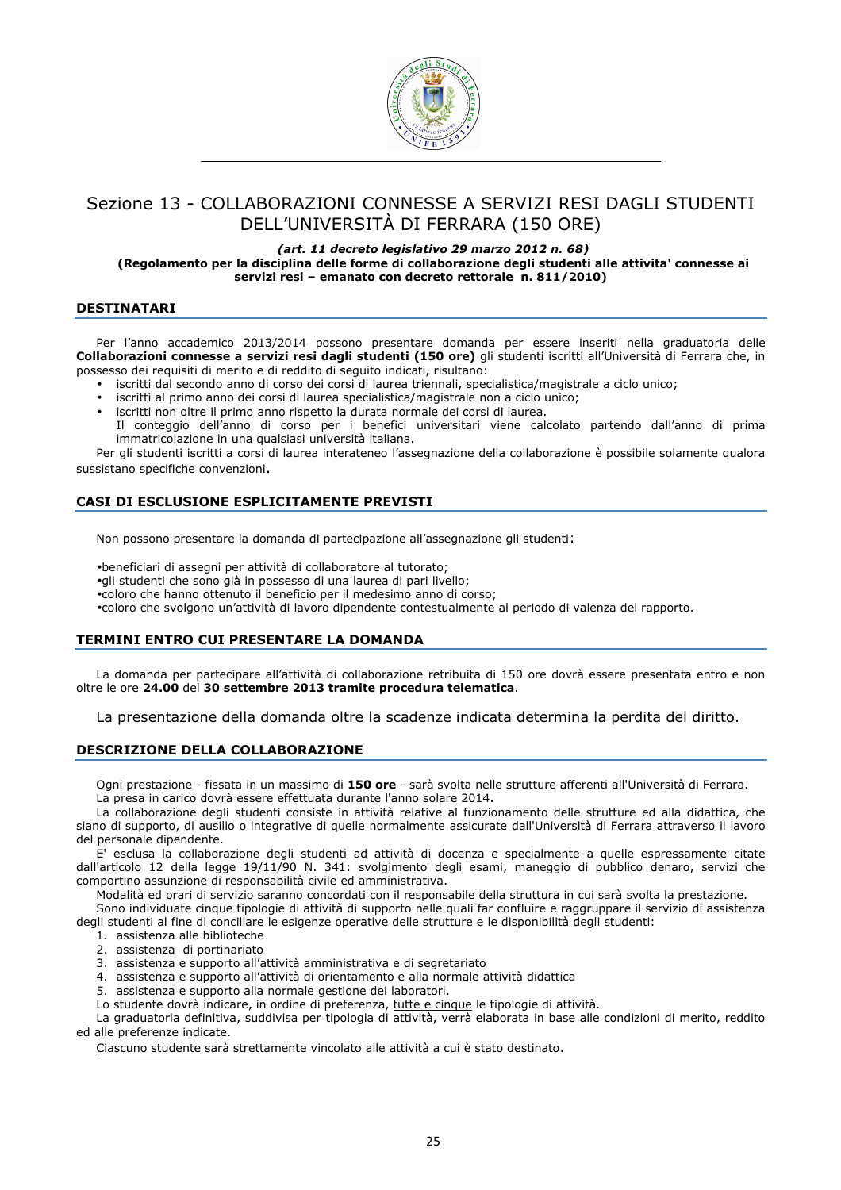# Sezione 13 - COLLABORAZIONI CONNESSE A SERVIZI RESI DAGLI STUDENTI DELL'UNIVERSITÀ DI FERRARA (150 ORE)

***(art. 11 decreto legislativo 29 marzo 2012 n. 68)***

**(Regolamento per la disciplina delle forme di collaborazione degli studenti alle attivita' connesse ai servizi resi – emanato con decreto rettorale n. 811/2010)**

## DESTINATARI

Per l'anno accademico 2013/2014 possono presentare domanda per essere inseriti nella graduatoria delle **Collaborazioni connesse a servizi resi dagli studenti (150 ore)** gli studenti iscritti all'Università di Ferrara che, in possesso dei requisiti di merito e di reddito di seguito indicati, risultano:

- iscritti dal secondo anno di corso dei corsi di laurea triennali, specialistica/magistrale a ciclo unico;
- iscritti al primo anno dei corsi di laurea specialistica/magistrale non a ciclo unico;
- iscritti non oltre il primo anno rispetto la durata normale dei corsi di laurea.
  Il conteggio dell'anno di corso per i benefici universitari viene calcolato partendo dall'anno di prima immatricolazione in una qualsiasi università italiana.

Per gli studenti iscritti a corsi di laurea interateneo l'assegnazione della collaborazione è possibile solamente qualora sussistano specifiche convenzioni.

## CASI DI ESCLUSIONE ESPLICITAMENTE PREVISTI

Non possono presentare la domanda di partecipazione all'assegnazione gli studenti:

- beneficiari di assegni per attività di collaboratore al tutorato;
- gli studenti che sono già in possesso di una laurea di pari livello;
- coloro che hanno ottenuto il beneficio per il medesimo anno di corso;
- coloro che svolgono un'attività di lavoro dipendente contestualmente al periodo di valenza del rapporto.

## TERMINI ENTRO CUI PRESENTARE LA DOMANDA

La domanda per partecipare all'attività di collaborazione retribuita di 150 ore dovrà essere presentata entro e non oltre le ore **24.00** del **30 settembre 2013 tramite procedura telematica**.

La presentazione della domanda oltre la scadenze indicata determina la perdita del diritto.

## DESCRIZIONE DELLA COLLABORAZIONE

Ogni prestazione - fissata in un massimo di **150 ore** - sarà svolta nelle strutture afferenti all'Università di Ferrara.
La presa in carico dovrà essere effettuata durante l'anno solare 2014.
La collaborazione degli studenti consiste in attività relative al funzionamento delle strutture ed alla didattica, che siano di supporto, di ausilio o integrative di quelle normalmente assicurate dall'Università di Ferrara attraverso il lavoro del personale dipendente.
E' esclusa la collaborazione degli studenti ad attività di docenza e specialmente a quelle espressamente citate dall'articolo 12 della legge 19/11/90 N. 341: svolgimento degli esami, maneggio di pubblico denaro, servizi che comportino assunzione di responsabilità civile ed amministrativa.
Modalità ed orari di servizio saranno concordati con il responsabile della struttura in cui sarà svolta la prestazione.
Sono individuate cinque tipologie di attività di supporto nelle quali far confluire e raggruppare il servizio di assistenza degli studenti al fine di conciliare le esigenze operative delle strutture e le disponibilità degli studenti:

1. assistenza alle biblioteche
2. assistenza di portinariato
3. assistenza e supporto all'attività amministrativa e di segretariato
4. assistenza e supporto all'attività di orientamento e alla normale attività didattica
5. assistenza e supporto alla normale gestione dei laboratori.

Lo studente dovrà indicare, in ordine di preferenza, <u>tutte e cinque</u> le tipologie di attività.
La graduatoria definitiva, suddivisa per tipologia di attività, verrà elaborata in base alle condizioni di merito, reddito ed alle preferenze indicate.
<u>Ciascuno studente sarà strettamente vincolato alle attività a cui è stato destinato.</u>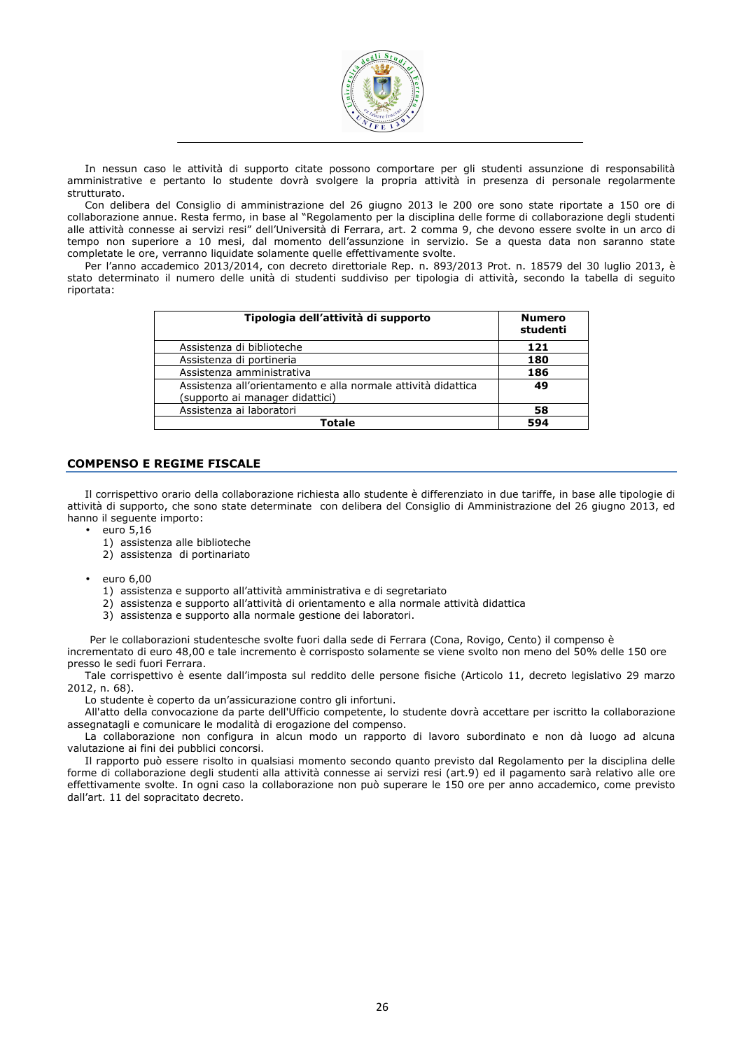In nessun caso le attività di supporto citate possono comportare per gli studenti assunzione di responsabilità amministrative e pertanto lo studente dovrà svolgere la propria attività in presenza di personale regolarmente strutturato.

Con delibera del Consiglio di amministrazione del 26 giugno 2013 le 200 ore sono state riportate a 150 ore di collaborazione annue. Resta fermo, in base al "Regolamento per la disciplina delle forme di collaborazione degli studenti alle attività connesse ai servizi resi" dell'Università di Ferrara, art. 2 comma 9, che devono essere svolte in un arco di tempo non superiore a 10 mesi, dal momento dell'assunzione in servizio. Se a questa data non saranno state completate le ore, verranno liquidate solamente quelle effettivamente svolte.

Per l'anno accademico 2013/2014, con decreto direttoriale Rep. n. 893/2013 Prot. n. 18579 del 30 luglio 2013, è stato determinato il numero delle unità di studenti suddiviso per tipologia di attività, secondo la tabella di seguito riportata:

| Tipologia dell'attività di supporto | Numero studenti |
|---|---|
| Assistenza di biblioteche | **121** |
| Assistenza di portineria | **180** |
| Assistenza amministrativa | **186** |
| Assistenza all'orientamento e alla normale attività didattica (supporto ai manager didattici) | **49** |
| Assistenza ai laboratori | **58** |
| **Totale** | **594** |

## COMPENSO E REGIME FISCALE

Il corrispettivo orario della collaborazione richiesta allo studente è differenziato in due tariffe, in base alle tipologie di attività di supporto, che sono state determinate con delibera del Consiglio di Amministrazione del 26 giugno 2013, ed hanno il seguente importo:

- euro 5,16
  1) assistenza alle biblioteche
  2) assistenza di portinariato

- euro 6,00
  1) assistenza e supporto all'attività amministrativa e di segretariato
  2) assistenza e supporto all'attività di orientamento e alla normale attività didattica
  3) assistenza e supporto alla normale gestione dei laboratori.

Per le collaborazioni studentesche svolte fuori dalla sede di Ferrara (Cona, Rovigo, Cento) il compenso è incrementato di euro 48,00 e tale incremento è corrisposto solamente se viene svolto non meno del 50% delle 150 ore presso le sedi fuori Ferrara.

Tale corrispettivo è esente dall'imposta sul reddito delle persone fisiche (Articolo 11, decreto legislativo 29 marzo 2012, n. 68).

Lo studente è coperto da un'assicurazione contro gli infortuni.

All'atto della convocazione da parte dell'Ufficio competente, lo studente dovrà accettare per iscritto la collaborazione assegnatagli e comunicare le modalità di erogazione del compenso.

La collaborazione non configura in alcun modo un rapporto di lavoro subordinato e non dà luogo ad alcuna valutazione ai fini dei pubblici concorsi.

Il rapporto può essere risolto in qualsiasi momento secondo quanto previsto dal Regolamento per la disciplina delle forme di collaborazione degli studenti alla attività connesse ai servizi resi (art.9) ed il pagamento sarà relativo alle ore effettivamente svolte. In ogni caso la collaborazione non può superare le 150 ore per anno accademico, come previsto dall'art. 11 del sopracitato decreto.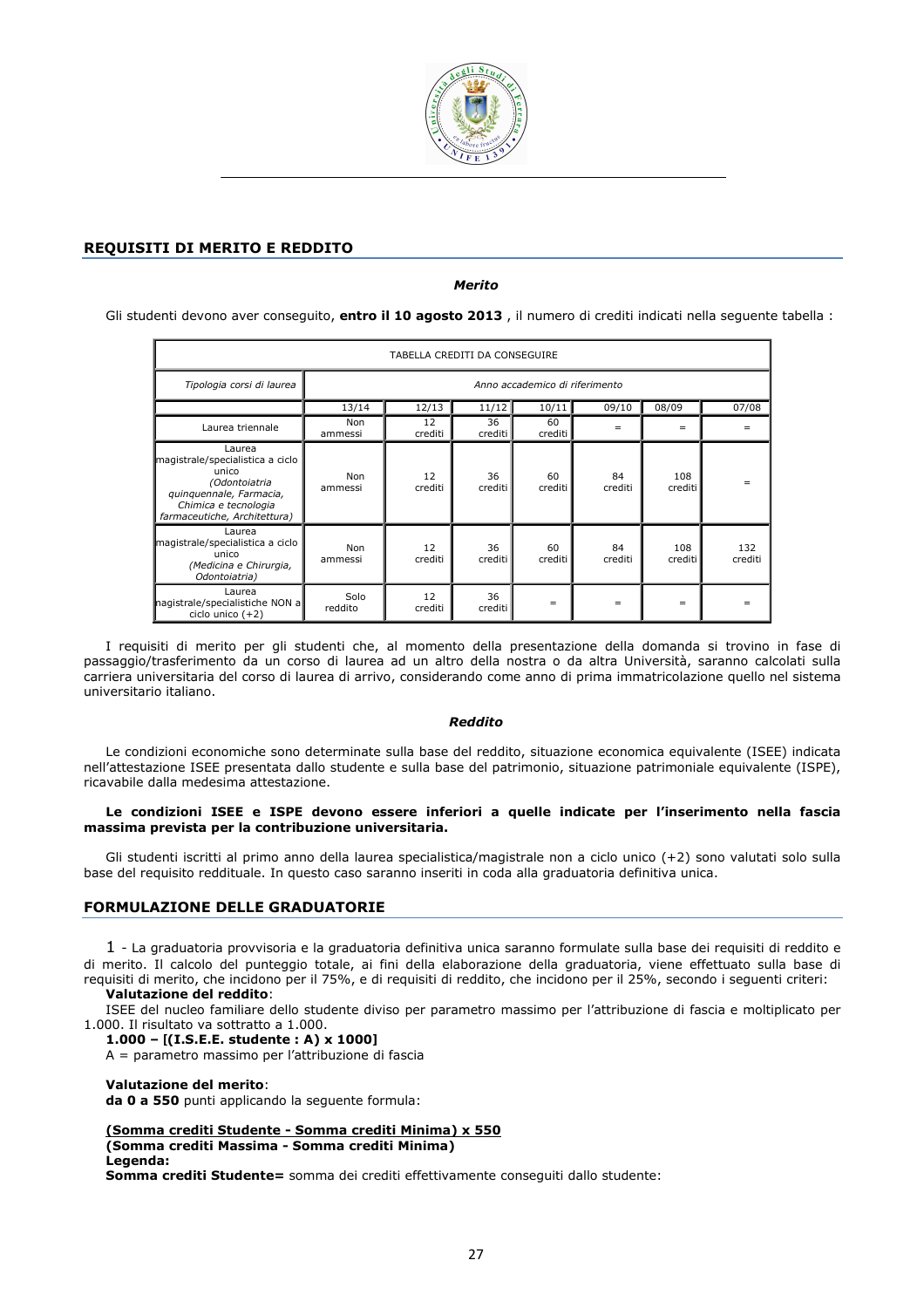## REQUISITI DI MERITO E REDDITO

***Merito***

Gli studenti devono aver conseguito, **entro il 10 agosto 2013** , il numero di crediti indicati nella seguente tabella :

| TABELLA CREDITI DA CONSEGUIRE | | | | | | | |
|---|---|---|---|---|---|---|---|
| *Tipologia corsi di laurea* | *Anno accademico di riferimento* | | | | | | |
| | 13/14 | 12/13 | 11/12 | 10/11 | 09/10 | 08/09 | 07/08 |
| Laurea triennale | Non ammessi | 12 crediti | 36 crediti | 60 crediti | = | = | = |
| Laurea magistrale/specialistica a ciclo unico *(Odontoiatria quinquennale, Farmacia, Chimica e tecnologia farmaceutiche, Architettura)* | Non ammessi | 12 crediti | 36 crediti | 60 crediti | 84 crediti | 108 crediti | = |
| Laurea magistrale/specialistica a ciclo unico *(Medicina e Chirurgia, Odontoiatria)* | Non ammessi | 12 crediti | 36 crediti | 60 crediti | 84 crediti | 108 crediti | 132 crediti |
| Laurea magistrale/specialistiche NON a ciclo unico (+2) | Solo reddito | 12 crediti | 36 crediti | = | = | = | = |

I requisiti di merito per gli studenti che, al momento della presentazione della domanda si trovino in fase di passaggio/trasferimento da un corso di laurea ad un altro della nostra o da altra Università, saranno calcolati sulla carriera universitaria del corso di laurea di arrivo, considerando come anno di prima immatricolazione quello nel sistema universitario italiano.

***Reddito***

Le condizioni economiche sono determinate sulla base del reddito, situazione economica equivalente (ISEE) indicata nell'attestazione ISEE presentata dallo studente e sulla base del patrimonio, situazione patrimoniale equivalente (ISPE), ricavabile dalla medesima attestazione.

**Le condizioni ISEE e ISPE devono essere inferiori a quelle indicate per l'inserimento nella fascia massima prevista per la contribuzione universitaria.**

Gli studenti iscritti al primo anno della laurea specialistica/magistrale non a ciclo unico (+2) sono valutati solo sulla base del requisito reddituale. In questo caso saranno inseriti in coda alla graduatoria definitiva unica.

## FORMULAZIONE DELLE GRADUATORIE

1 - La graduatoria provvisoria e la graduatoria definitiva unica saranno formulate sulla base dei requisiti di reddito e di merito. Il calcolo del punteggio totale, ai fini della elaborazione della graduatoria, viene effettuato sulla base di requisiti di merito, che incidono per il 75%, e di requisiti di reddito, che incidono per il 25%, secondo i seguenti criteri:

**Valutazione del reddito**:

ISEE del nucleo familiare dello studente diviso per parametro massimo per l'attribuzione di fascia e moltiplicato per 1.000. Il risultato va sottratto a 1.000.

**1.000 – [(I.S.E.E. studente : A) x 1000]**

A = parametro massimo per l'attribuzione di fascia

**Valutazione del merito**:

**da 0 a 550** punti applicando la seguente formula:

**<u>(Somma crediti Studente - Somma crediti Minima) x 550</u>**
**(Somma crediti Massima - Somma crediti Minima)**

**Legenda:**

**Somma crediti Studente=** somma dei crediti effettivamente conseguiti dallo studente: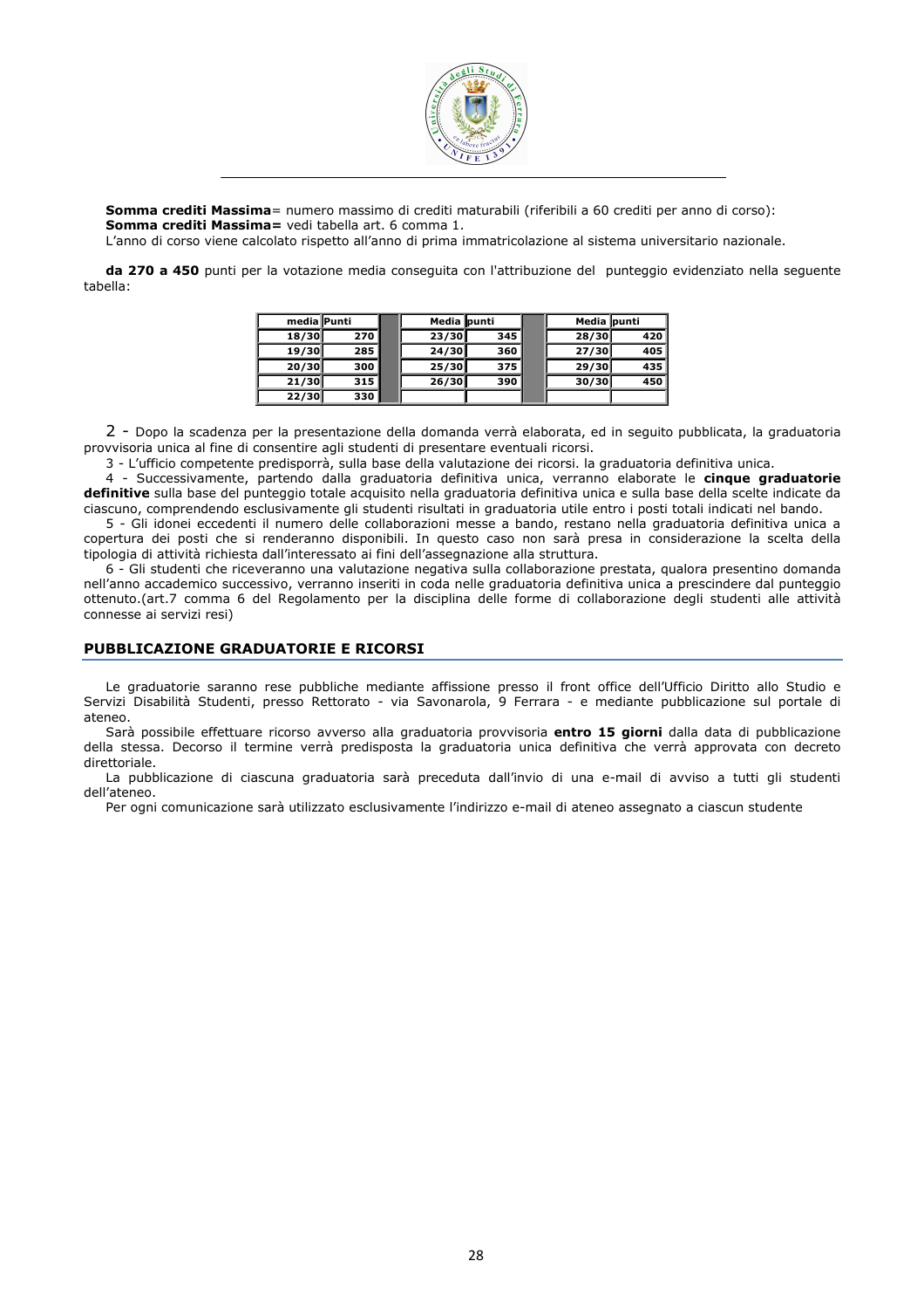**Somma crediti Massima**= numero massimo di crediti maturabili (riferibili a 60 crediti per anno di corso):
**Somma crediti Massima=** vedi tabella art. 6 comma 1.
L'anno di corso viene calcolato rispetto all'anno di prima immatricolazione al sistema universitario nazionale.

**da 270 a 450** punti per la votazione media conseguita con l'attribuzione del punteggio evidenziato nella seguente tabella:

| media | Punti | | Media | punti | | Media | punti |
|---|---|---|---|---|---|---|---|
| 18/30 | 270 | | 23/30 | 345 | | 28/30 | 420 |
| 19/30 | 285 | | 24/30 | 360 | | 27/30 | 405 |
| 20/30 | 300 | | 25/30 | 375 | | 29/30 | 435 |
| 21/30 | 315 | | 26/30 | 390 | | 30/30 | 450 |
| 22/30 | 330 | | | | | | |

2 - Dopo la scadenza per la presentazione della domanda verrà elaborata, ed in seguito pubblicata, la graduatoria provvisoria unica al fine di consentire agli studenti di presentare eventuali ricorsi.

3 - L'ufficio competente predisporrà, sulla base della valutazione dei ricorsi. la graduatoria definitiva unica.

4 - Successivamente, partendo dalla graduatoria definitiva unica, verranno elaborate le **cinque graduatorie definitive** sulla base del punteggio totale acquisito nella graduatoria definitiva unica e sulla base della scelte indicate da ciascuno, comprendendo esclusivamente gli studenti risultati in graduatoria utile entro i posti totali indicati nel bando.

5 - Gli idonei eccedenti il numero delle collaborazioni messe a bando, restano nella graduatoria definitiva unica a copertura dei posti che si renderanno disponibili. In questo caso non sarà presa in considerazione la scelta della tipologia di attività richiesta dall'interessato ai fini dell'assegnazione alla struttura.

6 - Gli studenti che riceveranno una valutazione negativa sulla collaborazione prestata, qualora presentino domanda nell'anno accademico successivo, verranno inseriti in coda nelle graduatoria definitiva unica a prescindere dal punteggio ottenuto.(art.7 comma 6 del Regolamento per la disciplina delle forme di collaborazione degli studenti alle attività connesse ai servizi resi)

## PUBBLICAZIONE GRADUATORIE E RICORSI

Le graduatorie saranno rese pubbliche mediante affissione presso il front office dell'Ufficio Diritto allo Studio e Servizi Disabilità Studenti, presso Rettorato - via Savonarola, 9 Ferrara - e mediante pubblicazione sul portale di ateneo.

Sarà possibile effettuare ricorso avverso alla graduatoria provvisoria **entro 15 giorni** dalla data di pubblicazione della stessa. Decorso il termine verrà predisposta la graduatoria unica definitiva che verrà approvata con decreto direttoriale.

La pubblicazione di ciascuna graduatoria sarà preceduta dall'invio di una e-mail di avviso a tutti gli studenti dell'ateneo.

Per ogni comunicazione sarà utilizzato esclusivamente l'indirizzo e-mail di ateneo assegnato a ciascun studente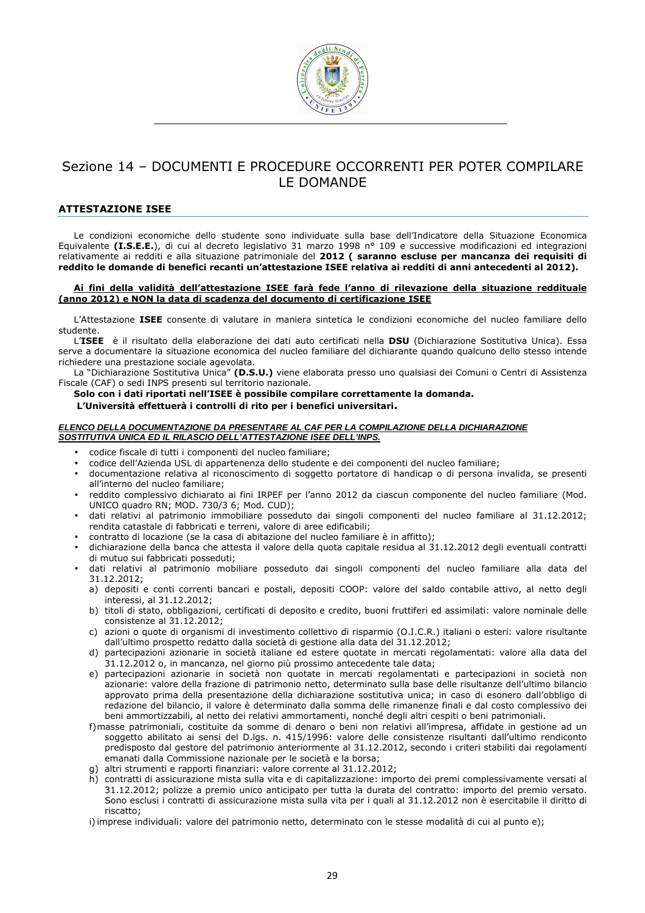# Sezione 14 – DOCUMENTI E PROCEDURE OCCORRENTI PER POTER COMPILARE LE DOMANDE

## ATTESTAZIONE ISEE

Le condizioni economiche dello studente sono individuate sulla base dell'Indicatore della Situazione Economica Equivalente **(I.S.E.E.**), di cui al decreto legislativo 31 marzo 1998 n° 109 e successive modificazioni ed integrazioni relativamente ai redditi e alla situazione patrimoniale del **2012 ( saranno escluse per mancanza dei requisiti di reddito le domande di benefici recanti un'attestazione ISEE relativa ai redditi di anni antecedenti al 2012).**

**Ai fini della validità dell'attestazione ISEE farà fede l'anno di rilevazione della situazione reddituale (anno 2012) e NON la data di scadenza del documento di certificazione ISEE**

L'Attestazione **ISEE** consente di valutare in maniera sintetica le condizioni economiche del nucleo familiare dello studente.

L'**ISEE** è il risultato della elaborazione dei dati auto certificati nella **DSU** (Dichiarazione Sostitutiva Unica). Essa serve a documentare la situazione economica del nucleo familiare del dichiarante quando qualcuno dello stesso intende richiedere una prestazione sociale agevolata.

La "Dichiarazione Sostitutiva Unica" **(D.S.U.)** viene elaborata presso uno qualsiasi dei Comuni o Centri di Assistenza Fiscale (CAF) o sedi INPS presenti sul territorio nazionale.

**Solo con i dati riportati nell'ISEE è possibile compilare correttamente la domanda.**

**L'Università effettuerà i controlli di rito per i benefici universitari.**

***ELENCO DELLA DOCUMENTAZIONE DA PRESENTARE AL CAF PER LA COMPILAZIONE DELLA DICHIARAZIONE SOSTITUTIVA UNICA ED IL RILASCIO DELL'ATTESTAZIONE ISEE DELL'INPS.***

- codice fiscale di tutti i componenti del nucleo familiare;
- codice dell'Azienda USL di appartenenza dello studente e dei componenti del nucleo familiare;
- documentazione relativa al riconoscimento di soggetto portatore di handicap o di persona invalida, se presenti all'interno del nucleo familiare;
- reddito complessivo dichiarato ai fini IRPEF per l'anno 2012 da ciascun componente del nucleo familiare (Mod. UNICO quadro RN; MOD. 730/3 6; Mod. CUD);
- dati relativi al patrimonio immobiliare posseduto dai singoli componenti del nucleo familiare al 31.12.2012; rendita catastale di fabbricati e terreni, valore di aree edificabili;
- contratto di locazione (se la casa di abitazione del nucleo familiare è in affitto);
- dichiarazione della banca che attesta il valore della quota capitale residua al 31.12.2012 degli eventuali contratti di mutuo sui fabbricati posseduti;
- dati relativi al patrimonio mobiliare posseduto dai singoli componenti del nucleo familiare alla data del 31.12.2012;
  a) depositi e conti correnti bancari e postali, depositi COOP: valore del saldo contabile attivo, al netto degli interessi, al 31.12.2012;
  b) titoli di stato, obbligazioni, certificati di deposito e credito, buoni fruttiferi ed assimilati: valore nominale delle consistenze al 31.12.2012;
  c) azioni o quote di organismi di investimento collettivo di risparmio (O.I.C.R.) italiani o esteri: valore risultante dall'ultimo prospetto redatto dalla società di gestione alla data del 31.12.2012;
  d) partecipazioni azionarie in società italiane ed estere quotate in mercati regolamentati: valore alla data del 31.12.2012 o, in mancanza, nel giorno più prossimo antecedente tale data;
  e) partecipazioni azionarie in società non quotate in mercati regolamentati e partecipazioni in società non azionarie: valore della frazione di patrimonio netto, determinato sulla base delle risultanze dell'ultimo bilancio approvato prima della presentazione della dichiarazione sostitutiva unica; in caso di esonero dall'obbligo di redazione del bilancio, il valore è determinato dalla somma delle rimanenze finali e dal costo complessivo dei beni ammortizzabili, al netto dei relativi ammortamenti, nonché degli altri cespiti o beni patrimoniali.
  f) masse patrimoniali, costituite da somme di denaro o beni non relativi all'impresa, affidate in gestione ad un soggetto abilitato ai sensi del D.lgs. n. 415/1996: valore delle consistenze risultanti dall'ultimo rendiconto predisposto dal gestore del patrimonio anteriormente al 31.12.2012, secondo i criteri stabiliti dai regolamenti emanati dalla Commissione nazionale per le società e la borsa;
  g) altri strumenti e rapporti finanziari: valore corrente al 31.12.2012;
  h) contratti di assicurazione mista sulla vita e di capitalizzazione: importo dei premi complessivamente versati al 31.12.2012; polizze a premio unico anticipato per tutta la durata del contratto: importo del premio versato. Sono esclusi i contratti di assicurazione mista sulla vita per i quali al 31.12.2012 non è esercitabile il diritto di riscatto;
  i) imprese individuali: valore del patrimonio netto, determinato con le stesse modalità di cui al punto e);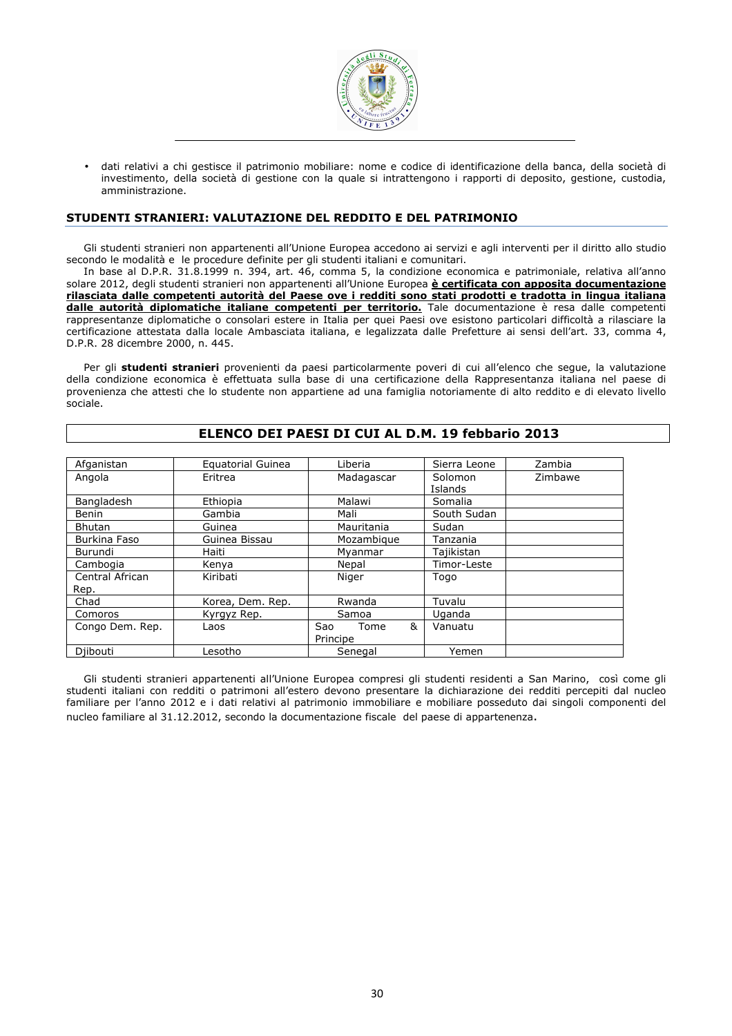- dati relativi a chi gestisce il patrimonio mobiliare: nome e codice di identificazione della banca, della società di investimento, della società di gestione con la quale si intrattengono i rapporti di deposito, gestione, custodia, amministrazione.

## STUDENTI STRANIERI: VALUTAZIONE DEL REDDITO E DEL PATRIMONIO

Gli studenti stranieri non appartenenti all'Unione Europea accedono ai servizi e agli interventi per il diritto allo studio secondo le modalità e le procedure definite per gli studenti italiani e comunitari.

In base al D.P.R. 31.8.1999 n. 394, art. 46, comma 5, la condizione economica e patrimoniale, relativa all'anno solare 2012, degli studenti stranieri non appartenenti all'Unione Europea **è certificata con apposita documentazione rilasciata dalle competenti autorità del Paese ove i redditi sono stati prodotti e tradotta in lingua italiana dalle autorità diplomatiche italiane competenti per territorio.** Tale documentazione è resa dalle competenti rappresentanze diplomatiche o consolari estere in Italia per quei Paesi ove esistono particolari difficoltà a rilasciare la certificazione attestata dalla locale Ambasciata italiana, e legalizzata dalle Prefetture ai sensi dell'art. 33, comma 4, D.P.R. 28 dicembre 2000, n. 445.

Per gli **studenti stranieri** provenienti da paesi particolarmente poveri di cui all'elenco che segue, la valutazione della condizione economica è effettuata sulla base di una certificazione della Rappresentanza italiana nel paese di provenienza che attesti che lo studente non appartiene ad una famiglia notoriamente di alto reddito e di elevato livello sociale.

### ELENCO DEI PAESI DI CUI AL D.M. 19 febbario 2013

| | | | | |
|---|---|---|---|---|
| Afganistan | Equatorial Guinea | Liberia | Sierra Leone | Zambia |
| Angola | Eritrea | Madagascar | Solomon Islands | Zimbawe |
| Bangladesh | Ethiopia | Malawi | Somalia | |
| Benin | Gambia | Mali | South Sudan | |
| Bhutan | Guinea | Mauritania | Sudan | |
| Burkina Faso | Guinea Bissau | Mozambique | Tanzania | |
| Burundi | Haiti | Myanmar | Tajikistan | |
| Cambogia | Kenya | Nepal | Timor-Leste | |
| Central African Rep. | Kiribati | Niger | Togo | |
| Chad | Korea, Dem. Rep. | Rwanda | Tuvalu | |
| Comoros | Kyrgyz Rep. | Samoa | Uganda | |
| Congo Dem. Rep. | Laos | Sao Tome & Principe | Vanuatu | |
| Djibouti | Lesotho | Senegal | Yemen | |

Gli studenti stranieri appartenenti all'Unione Europea compresi gli studenti residenti a San Marino, così come gli studenti italiani con redditi o patrimoni all'estero devono presentare la dichiarazione dei redditi percepiti dal nucleo familiare per l'anno 2012 e i dati relativi al patrimonio immobiliare e mobiliare posseduto dai singoli componenti del nucleo familiare al 31.12.2012, secondo la documentazione fiscale del paese di appartenenza.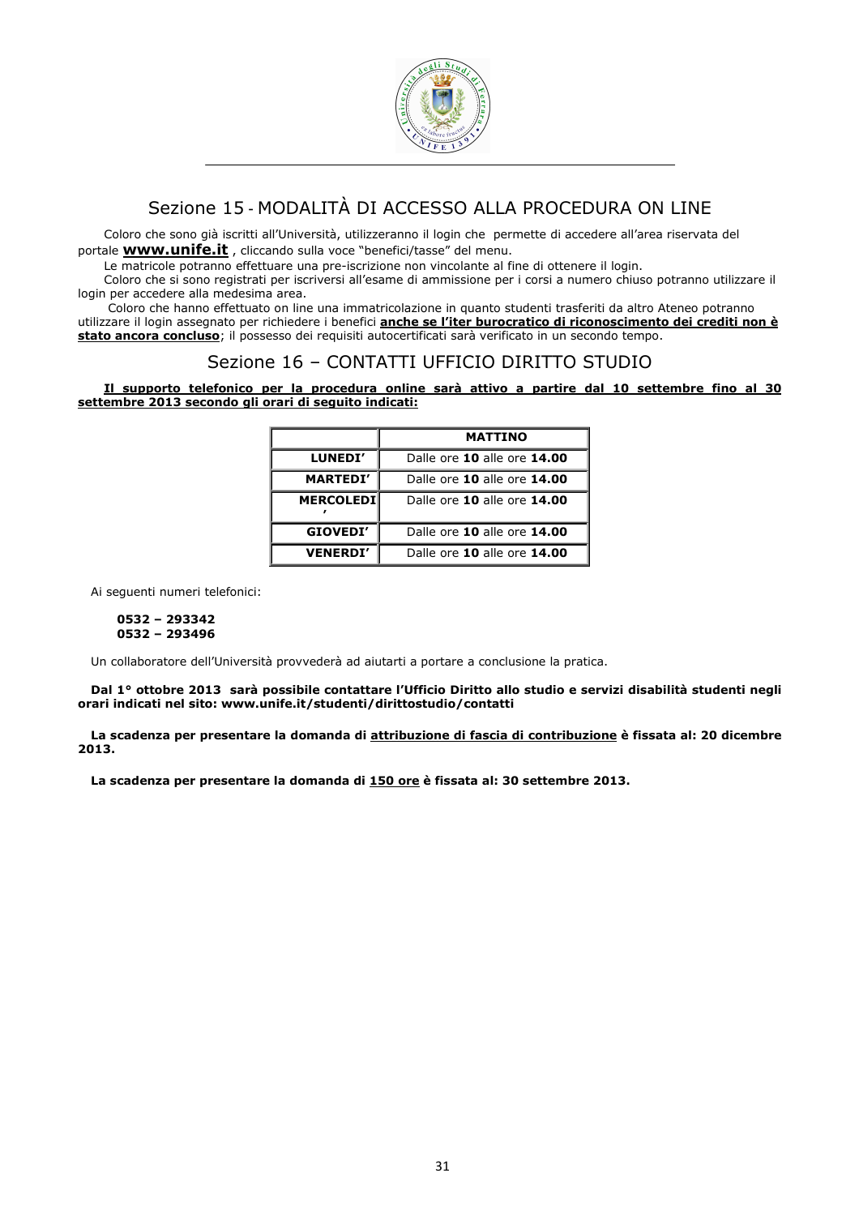## Sezione 15 - MODALITÀ DI ACCESSO ALLA PROCEDURA ON LINE

Coloro che sono già iscritti all'Università, utilizzeranno il login che permette di accedere all'area riservata del portale **www.unife.it** , cliccando sulla voce "benefici/tasse" del menu.

Le matricole potranno effettuare una pre-iscrizione non vincolante al fine di ottenere il login.

Coloro che si sono registrati per iscriversi all'esame di ammissione per i corsi a numero chiuso potranno utilizzare il login per accedere alla medesima area.

Coloro che hanno effettuato on line una immatricolazione in quanto studenti trasferiti da altro Ateneo potranno utilizzare il login assegnato per richiedere i benefici **anche se l'iter burocratico di riconoscimento dei crediti non è stato ancora concluso**; il possesso dei requisiti autocertificati sarà verificato in un secondo tempo.

## Sezione 16 – CONTATTI UFFICIO DIRITTO STUDIO

**Il supporto telefonico per la procedura online sarà attivo a partire dal 10 settembre fino al 30 settembre 2013 secondo gli orari di seguito indicati:**

| | **MATTINO** |
|---|---|
| **LUNEDI'** | Dalle ore **10** alle ore **14.00** |
| **MARTEDI'** | Dalle ore **10** alle ore **14.00** |
| **MERCOLEDI'** | Dalle ore **10** alle ore **14.00** |
| **GIOVEDI'** | Dalle ore **10** alle ore **14.00** |
| **VENERDI'** | Dalle ore **10** alle ore **14.00** |

Ai seguenti numeri telefonici:

**0532 – 293342**
**0532 – 293496**

Un collaboratore dell'Università provvederà ad aiutarti a portare a conclusione la pratica.

**Dal 1° ottobre 2013 sarà possibile contattare l'Ufficio Diritto allo studio e servizi disabilità studenti negli orari indicati nel sito: www.unife.it/studenti/dirittostudio/contatti**

**La scadenza per presentare la domanda di attribuzione di fascia di contribuzione è fissata al: 20 dicembre 2013.**

**La scadenza per presentare la domanda di 150 ore è fissata al: 30 settembre 2013.**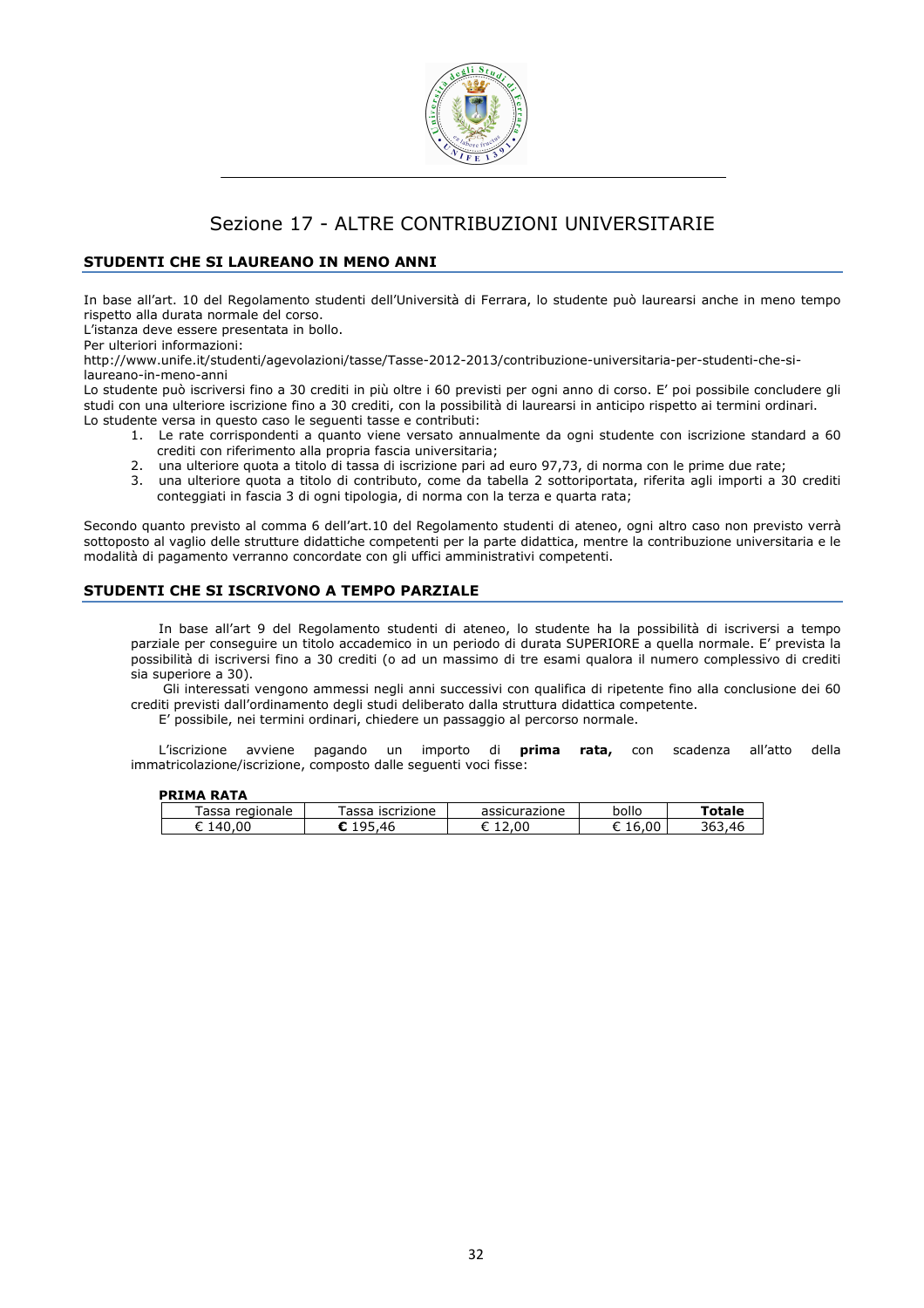# Sezione 17 - ALTRE CONTRIBUZIONI UNIVERSITARIE

## STUDENTI CHE SI LAUREANO IN MENO ANNI

In base all'art. 10 del Regolamento studenti dell'Università di Ferrara, lo studente può laurearsi anche in meno tempo rispetto alla durata normale del corso.
L'istanza deve essere presentata in bollo.
Per ulteriori informazioni:
http://www.unife.it/studenti/agevolazioni/tasse/Tasse-2012-2013/contribuzione-universitaria-per-studenti-che-si-laureano-in-meno-anni
Lo studente può iscriversi fino a 30 crediti in più oltre i 60 previsti per ogni anno di corso. E' poi possibile concludere gli studi con una ulteriore iscrizione fino a 30 crediti, con la possibilità di laurearsi in anticipo rispetto ai termini ordinari.
Lo studente versa in questo caso le seguenti tasse e contributi:

1. Le rate corrispondenti a quanto viene versato annualmente da ogni studente con iscrizione standard a 60 crediti con riferimento alla propria fascia universitaria;
2. una ulteriore quota a titolo di tassa di iscrizione pari ad euro 97,73, di norma con le prime due rate;
3. una ulteriore quota a titolo di contributo, come da tabella 2 sottoriportata, riferita agli importi a 30 crediti conteggiati in fascia 3 di ogni tipologia, di norma con la terza e quarta rata;

Secondo quanto previsto al comma 6 dell'art.10 del Regolamento studenti di ateneo, ogni altro caso non previsto verrà sottoposto al vaglio delle strutture didattiche competenti per la parte didattica, mentre la contribuzione universitaria e le modalità di pagamento verranno concordate con gli uffici amministrativi competenti.

## STUDENTI CHE SI ISCRIVONO A TEMPO PARZIALE

In base all'art 9 del Regolamento studenti di ateneo, lo studente ha la possibilità di iscriversi a tempo parziale per conseguire un titolo accademico in un periodo di durata SUPERIORE a quella normale. E' prevista la possibilità di iscriversi fino a 30 crediti (o ad un massimo di tre esami qualora il numero complessivo di crediti sia superiore a 30).

Gli interessati vengono ammessi negli anni successivi con qualifica di ripetente fino alla conclusione dei 60 crediti previsti dall'ordinamento degli studi deliberato dalla struttura didattica competente.

E' possibile, nei termini ordinari, chiedere un passaggio al percorso normale.

L'iscrizione avviene pagando un importo di **prima rata,** con scadenza all'atto della immatricolazione/iscrizione, composto dalle seguenti voci fisse:

**PRIMA RATA**

| Tassa regionale | Tassa iscrizione | assicurazione | bollo | **Totale** |
|---|---|---|---|---|
| € 140,00 | **€** 195,46 | € 12,00 | € 16,00 | 363,46 |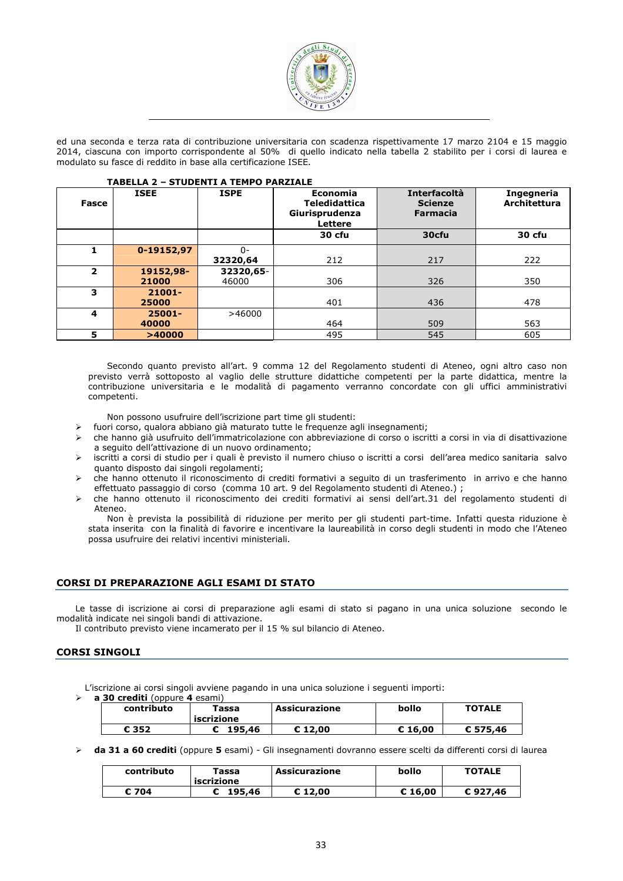ed una seconda e terza rata di contribuzione universitaria con scadenza rispettivamente 17 marzo 2104 e 15 maggio 2014, ciascuna con importo corrispondente al 50% di quello indicato nella tabella 2 stabilito per i corsi di laurea e modulato su fasce di reddito in base alla certificazione ISEE.

**TABELLA 2 – STUDENTI A TEMPO PARZIALE**

| Fasce | ISEE | ISPE | Economia Teledidattica Giurisprudenza Lettere | Interfacoltà Scienze Farmacia | Ingegneria Architettura |
|---|---|---|---|---|---|
| | | | 30 cfu | 30cfu | 30 cfu |
| 1 | 0-19152,97 | 0-32320,64 | 212 | 217 | 222 |
| 2 | 19152,98-21000 | 32320,65-46000 | 306 | 326 | 350 |
| 3 | 21001-25000 | | 401 | 436 | 478 |
| 4 | 25001-40000 | >46000 | 464 | 509 | 563 |
| 5 | >40000 | | 495 | 545 | 605 |

Secondo quanto previsto all'art. 9 comma 12 del Regolamento studenti di Ateneo, ogni altro caso non previsto verrà sottoposto al vaglio delle strutture didattiche competenti per la parte didattica, mentre la contribuzione universitaria e le modalità di pagamento verranno concordate con gli uffici amministrativi competenti.

Non possono usufruire dell'iscrizione part time gli studenti:

- fuori corso, qualora abbiano già maturato tutte le frequenze agli insegnamenti;
- che hanno già usufruito dell'immatricolazione con abbreviazione di corso o iscritti a corsi in via di disattivazione a seguito dell'attivazione di un nuovo ordinamento;
- iscritti a corsi di studio per i quali è previsto il numero chiuso o iscritti a corsi dell'area medico sanitaria salvo quanto disposto dai singoli regolamenti;
- che hanno ottenuto il riconoscimento di crediti formativi a seguito di un trasferimento in arrivo e che hanno effettuato passaggio di corso (comma 10 art. 9 del Regolamento studenti di Ateneo.) ;
- che hanno ottenuto il riconoscimento dei crediti formativi ai sensi dell'art.31 del regolamento studenti di Ateneo.

Non è prevista la possibilità di riduzione per merito per gli studenti part-time. Infatti questa riduzione è stata inserita con la finalità di favorire e incentivare la laureabilità in corso degli studenti in modo che l'Ateneo possa usufruire dei relativi incentivi ministeriali.

## CORSI DI PREPARAZIONE AGLI ESAMI DI STATO

Le tasse di iscrizione ai corsi di preparazione agli esami di stato si pagano in una unica soluzione secondo le modalità indicate nei singoli bandi di attivazione.
Il contributo previsto viene incamerato per il 15 % sul bilancio di Ateneo.

## CORSI SINGOLI

L'iscrizione ai corsi singoli avviene pagando in una unica soluzione i seguenti importi:

- **a 30 crediti** (oppure **4** esami)

| contributo | Tassa iscrizione | Assicurazione | bollo | TOTALE |
|---|---|---|---|---|
| **€ 352** | **€ 195,46** | **€ 12,00** | **€ 16,00** | **€ 575,46** |

- **da 31 a 60 crediti** (oppure **5** esami) - Gli insegnamenti dovranno essere scelti da differenti corsi di laurea

| contributo | Tassa iscrizione | Assicurazione | bollo | TOTALE |
|---|---|---|---|---|
| **€ 704** | **€ 195,46** | **€ 12,00** | **€ 16,00** | **€ 927,46** |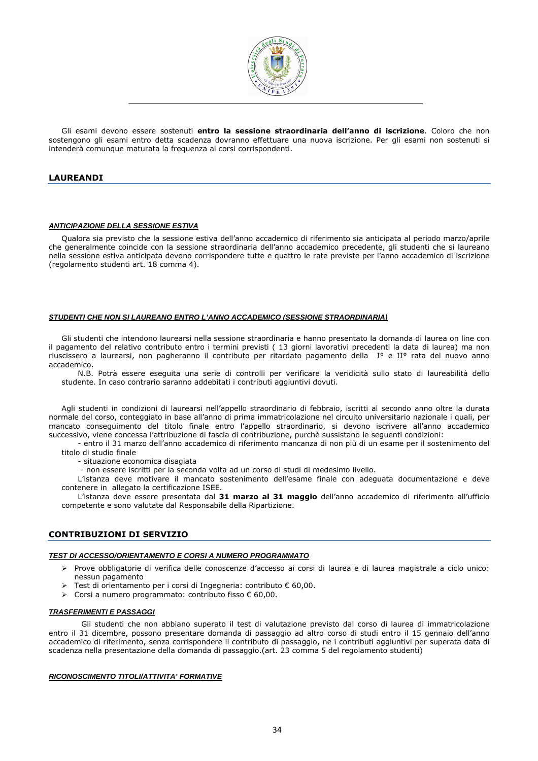Gli esami devono essere sostenuti **entro la sessione straordinaria dell'anno di iscrizione**. Coloro che non sostengono gli esami entro detta scadenza dovranno effettuare una nuova iscrizione. Per gli esami non sostenuti si intenderà comunque maturata la frequenza ai corsi corrispondenti.

## LAUREANDI

### *ANTICIPAZIONE DELLA SESSIONE ESTIVA*

Qualora sia previsto che la sessione estiva dell'anno accademico di riferimento sia anticipata al periodo marzo/aprile che generalmente coincide con la sessione straordinaria dell'anno accademico precedente, gli studenti che si laureano nella sessione estiva anticipata devono corrispondere tutte e quattro le rate previste per l'anno accademico di iscrizione (regolamento studenti art. 18 comma 4).

### *STUDENTI CHE NON SI LAUREANO ENTRO L'ANNO ACCADEMICO (SESSIONE STRAORDINARIA)*

Gli studenti che intendono laurearsi nella sessione straordinaria e hanno presentato la domanda di laurea on line con il pagamento del relativo contributo entro i termini previsti ( 13 giorni lavorativi precedenti la data di laurea) ma non riuscissero a laurearsi, non pagheranno il contributo per ritardato pagamento della I° e II° rata del nuovo anno accademico.

N.B. Potrà essere eseguita una serie di controlli per verificare la veridicità sullo stato di laureabilità dello studente. In caso contrario saranno addebitati i contributi aggiuntivi dovuti.

Agli studenti in condizioni di laurearsi nell'appello straordinario di febbraio, iscritti al secondo anno oltre la durata normale del corso, conteggiato in base all'anno di prima immatricolazione nel circuito universitario nazionale i quali, per mancato conseguimento del titolo finale entro l'appello straordinario, si devono iscrivere all'anno accademico successivo, viene concessa l'attribuzione di fascia di contribuzione, purchè sussistano le seguenti condizioni:

- entro il 31 marzo dell'anno accademico di riferimento mancanza di non più di un esame per il sostenimento del titolo di studio finale
- situazione economica disagiata
- non essere iscritti per la seconda volta ad un corso di studi di medesimo livello.

L'istanza deve motivare il mancato sostenimento dell'esame finale con adeguata documentazione e deve contenere in allegato la certificazione ISEE.

L'istanza deve essere presentata dal **31 marzo al 31 maggio** dell'anno accademico di riferimento all'ufficio competente e sono valutate dal Responsabile della Ripartizione.

## CONTRIBUZIONI DI SERVIZIO

### *TEST DI ACCESSO/ORIENTAMENTO E CORSI A NUMERO PROGRAMMATO*

- Prove obbligatorie di verifica delle conoscenze d'accesso ai corsi di laurea e di laurea magistrale a ciclo unico: nessun pagamento
- Test di orientamento per i corsi di Ingegneria: contributo € 60,00.
- Corsi a numero programmato: contributo fisso € 60,00.

### *TRASFERIMENTI E PASSAGGI*

Gli studenti che non abbiano superato il test di valutazione previsto dal corso di laurea di immatricolazione entro il 31 dicembre, possono presentare domanda di passaggio ad altro corso di studi entro il 15 gennaio dell'anno accademico di riferimento, senza corrispondere il contributo di passaggio, ne i contributi aggiuntivi per superata data di scadenza nella presentazione della domanda di passaggio.(art. 23 comma 5 del regolamento studenti)

### *RICONOSCIMENTO TITOLI/ATTIVITA' FORMATIVE*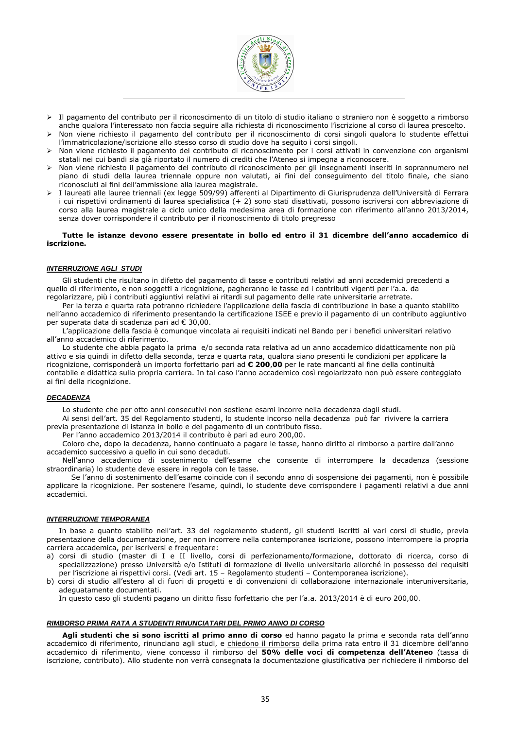- Il pagamento del contributo per il riconoscimento di un titolo di studio italiano o straniero non è soggetto a rimborso anche qualora l'interessato non faccia seguire alla richiesta di riconoscimento l'iscrizione al corso di laurea prescelto.
- Non viene richiesto il pagamento del contributo per il riconoscimento di corsi singoli qualora lo studente effettui l'immatricolazione/iscrizione allo stesso corso di studio dove ha seguito i corsi singoli.
- Non viene richiesto il pagamento del contributo di riconoscimento per i corsi attivati in convenzione con organismi statali nei cui bandi sia già riportato il numero di crediti che l'Ateneo si impegna a riconoscere.
- Non viene richiesto il pagamento del contributo di riconoscimento per gli insegnamenti inseriti in soprannumero nel piano di studi della laurea triennale oppure non valutati, ai fini del conseguimento del titolo finale, che siano riconosciuti ai fini dell'ammissione alla laurea magistrale.
- I laureati alle lauree triennali (ex legge 509/99) afferenti al Dipartimento di Giurisprudenza dell'Università di Ferrara i cui rispettivi ordinamenti di laurea specialistica (+ 2) sono stati disattivati, possono iscriversi con abbreviazione di corso alla laurea magistrale a ciclo unico della medesima area di formazione con riferimento all'anno 2013/2014, senza dover corrispondere il contributo per il riconoscimento di titolo pregresso

**Tutte le istanze devono essere presentate in bollo ed entro il 31 dicembre dell'anno accademico di iscrizione.**

***INTERRUZIONE AGLI STUDI***

Gli studenti che risultano in difetto del pagamento di tasse e contributi relativi ad anni accademici precedenti a quello di riferimento, e non soggetti a ricognizione, pagheranno le tasse ed i contributi vigenti per l'a.a. da regolarizzare, più i contributi aggiuntivi relativi ai ritardi sul pagamento delle rate universitarie arretrate.

Per la terza e quarta rata potranno richiedere l'applicazione della fascia di contribuzione in base a quanto stabilito nell'anno accademico di riferimento presentando la certificazione ISEE e previo il pagamento di un contributo aggiuntivo per superata data di scadenza pari ad € 30,00.

L'applicazione della fascia è comunque vincolata ai requisiti indicati nel Bando per i benefici universitari relativo all'anno accademico di riferimento.

Lo studente che abbia pagato la prima e/o seconda rata relativa ad un anno accademico didatticamente non più attivo e sia quindi in difetto della seconda, terza e quarta rata, qualora siano presenti le condizioni per applicare la ricognizione, corrisponderà un importo forfettario pari ad **€ 200,00** per le rate mancanti al fine della continuità contabile e didattica sulla propria carriera. In tal caso l'anno accademico così regolarizzato non può essere conteggiato ai fini della ricognizione.

***DECADENZA***

Lo studente che per otto anni consecutivi non sostiene esami incorre nella decadenza dagli studi.

Ai sensi dell'art. 35 del Regolamento studenti, lo studente incorso nella decadenza può far rivivere la carriera previa presentazione di istanza in bollo e del pagamento di un contributo fisso.

Per l'anno accademico 2013/2014 il contributo è pari ad euro 200,00.

Coloro che, dopo la decadenza, hanno continuato a pagare le tasse, hanno diritto al rimborso a partire dall'anno accademico successivo a quello in cui sono decaduti.

Nell'anno accademico di sostenimento dell'esame che consente di interrompere la decadenza (sessione straordinaria) lo studente deve essere in regola con le tasse.

Se l'anno di sostenimento dell'esame coincide con il secondo anno di sospensione dei pagamenti, non è possibile applicare la ricognizione. Per sostenere l'esame, quindi, lo studente deve corrispondere i pagamenti relativi a due anni accademici.

***INTERRUZIONE TEMPORANEA***

In base a quanto stabilito nell'art. 33 del regolamento studenti, gli studenti iscritti ai vari corsi di studio, previa presentazione della documentazione, per non incorrere nella contemporanea iscrizione, possono interrompere la propria carriera accademica, per iscriversi e frequentare:

a) corsi di studio (master di I e II livello, corsi di perfezionamento/formazione, dottorato di ricerca, corso di specializzazione) presso Università e/o Istituti di formazione di livello universitario allorché in possesso dei requisiti per l'iscrizione ai rispettivi corsi. (Vedi art. 15 – Regolamento studenti – Contemporanea iscrizione).
b) corsi di studio all'estero al di fuori di progetti e di convenzioni di collaborazione internazionale interuniversitaria, adeguatamente documentati.

In questo caso gli studenti pagano un diritto fisso forfettario che per l'a.a. 2013/2014 è di euro 200,00.

***RIMBORSO PRIMA RATA A STUDENTI RINUNCIATARI DEL PRIMO ANNO DI CORSO***

**Agli studenti che si sono iscritti al primo anno di corso** ed hanno pagato la prima e seconda rata dell'anno accademico di riferimento, rinunciano agli studi, e chiedono il rimborso della prima rata entro il 31 dicembre dell'anno accademico di riferimento, viene concesso il rimborso del **50% delle voci di competenza dell'Ateneo** (tassa di iscrizione, contributo). Allo studente non verrà consegnata la documentazione giustificativa per richiedere il rimborso del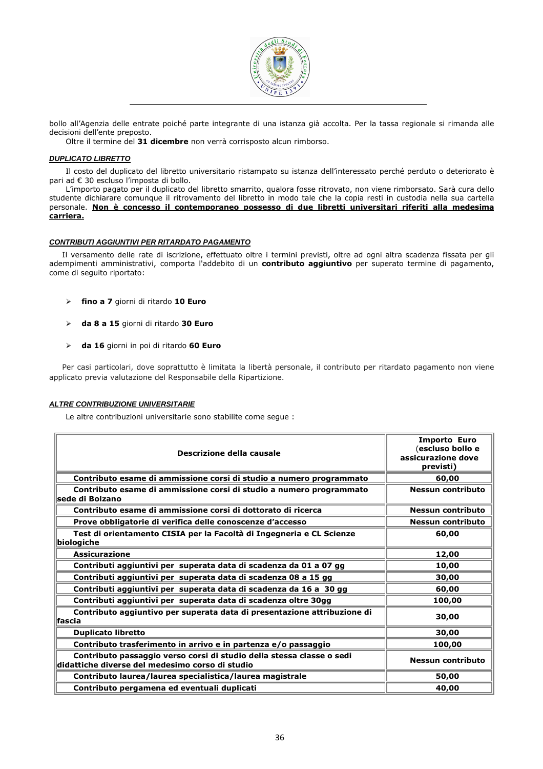bollo all'Agenzia delle entrate poiché parte integrante di una istanza già accolta. Per la tassa regionale si rimanda alle decisioni dell'ente preposto.

Oltre il termine del **31 dicembre** non verrà corrisposto alcun rimborso.

### *DUPLICATO LIBRETTO*

Il costo del duplicato del libretto universitario ristampato su istanza dell'interessato perché perduto o deteriorato è pari ad € 30 escluso l'imposta di bollo.

L'importo pagato per il duplicato del libretto smarrito, qualora fosse ritrovato, non viene rimborsato. Sarà cura dello studente dichiarare comunque il ritrovamento del libretto in modo tale che la copia resti in custodia nella sua cartella personale. **Non è concesso il contemporaneo possesso di due libretti universitari riferiti alla medesima carriera.**

### *CONTRIBUTI AGGIUNTIVI PER RITARDATO PAGAMENTO*

Il versamento delle rate di iscrizione, effettuato oltre i termini previsti, oltre ad ogni altra scadenza fissata per gli adempimenti amministrativi, comporta l'addebito di un **contributo aggiuntivo** per superato termine di pagamento, come di seguito riportato:

- **fino a 7** giorni di ritardo **10 Euro**
- **da 8 a 15** giorni di ritardo **30 Euro**
- **da 16** giorni in poi di ritardo **60 Euro**

Per casi particolari, dove soprattutto è limitata la libertà personale, il contributo per ritardato pagamento non viene applicato previa valutazione del Responsabile della Ripartizione.

### *ALTRE CONTRIBUZIONE UNIVERSITARIE*

Le altre contribuzioni universitarie sono stabilite come segue :

| Descrizione della causale | Importo Euro (escluso bollo e assicurazione dove previsti) |
|---|---|
| **Contributo esame di ammissione corsi di studio a numero programmato** | **60,00** |
| **Contributo esame di ammissione corsi di studio a numero programmato sede di Bolzano** | **Nessun contributo** |
| **Contributo esame di ammissione corsi di dottorato di ricerca** | **Nessun contributo** |
| **Prove obbligatorie di verifica delle conoscenze d'accesso** | **Nessun contributo** |
| **Test di orientamento CISIA per la Facoltà di Ingegneria e CL Scienze biologiche** | **60,00** |
| **Assicurazione** | **12,00** |
| **Contributi aggiuntivi per superata data di scadenza da 01 a 07 gg** | **10,00** |
| **Contributi aggiuntivi per superata data di scadenza 08 a 15 gg** | **30,00** |
| **Contributi aggiuntivi per superata data di scadenza da 16 a 30 gg** | **60,00** |
| **Contributi aggiuntivi per superata data di scadenza oltre 30gg** | **100,00** |
| **Contributo aggiuntivo per superata data di presentazione attribuzione di fascia** | **30,00** |
| **Duplicato libretto** | **30,00** |
| **Contributo trasferimento in arrivo e in partenza e/o passaggio** | **100,00** |
| **Contributo passaggio verso corsi di studio della stessa classe o sedi didattiche diverse del medesimo corso di studio** | **Nessun contributo** |
| **Contributo laurea/laurea specialistica/laurea magistrale** | **50,00** |
| **Contributo pergamena ed eventuali duplicati** | **40,00** |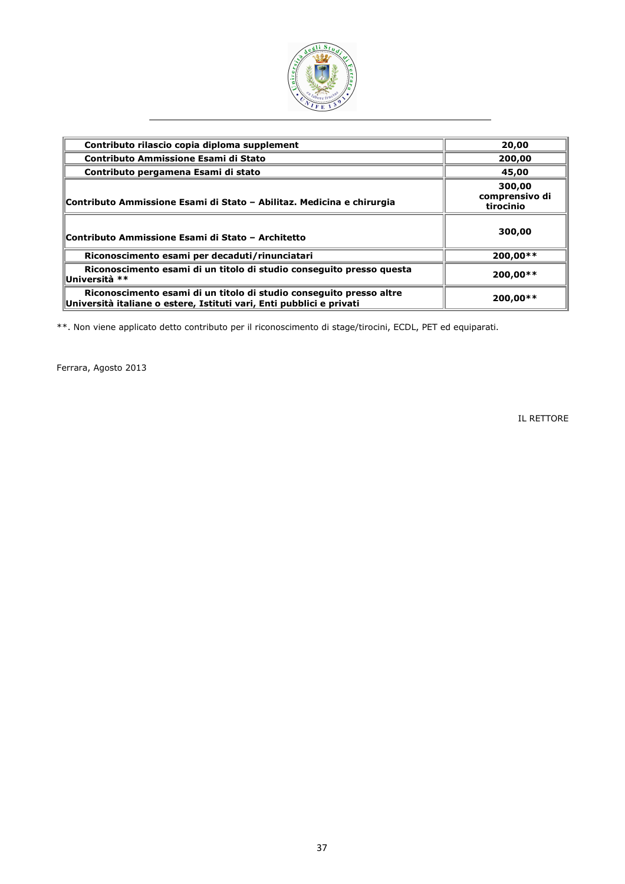| | |
|---|---|
| **Contributo rilascio copia diploma supplement** | **20,00** |
| **Contributo Ammissione Esami di Stato** | **200,00** |
| **Contributo pergamena Esami di stato** | **45,00** |
| **Contributo Ammissione Esami di Stato – Abilitaz. Medicina e chirurgia** | **300,00 comprensivo di tirocinio** |
| **Contributo Ammissione Esami di Stato – Architetto** | **300,00** |
| **Riconoscimento esami per decaduti/rinunciatari** | **200,00\*\*** |
| **Riconoscimento esami di un titolo di studio conseguito presso questa Università \*\*** | **200,00\*\*** |
| **Riconoscimento esami di un titolo di studio conseguito presso altre Università italiane o estere, Istituti vari, Enti pubblici e privati** | **200,00\*\*** |

**. Non viene applicato detto contributo per il riconoscimento di stage/tirocini, ECDL, PET ed equiparati.

Ferrara, Agosto 2013

IL RETTORE